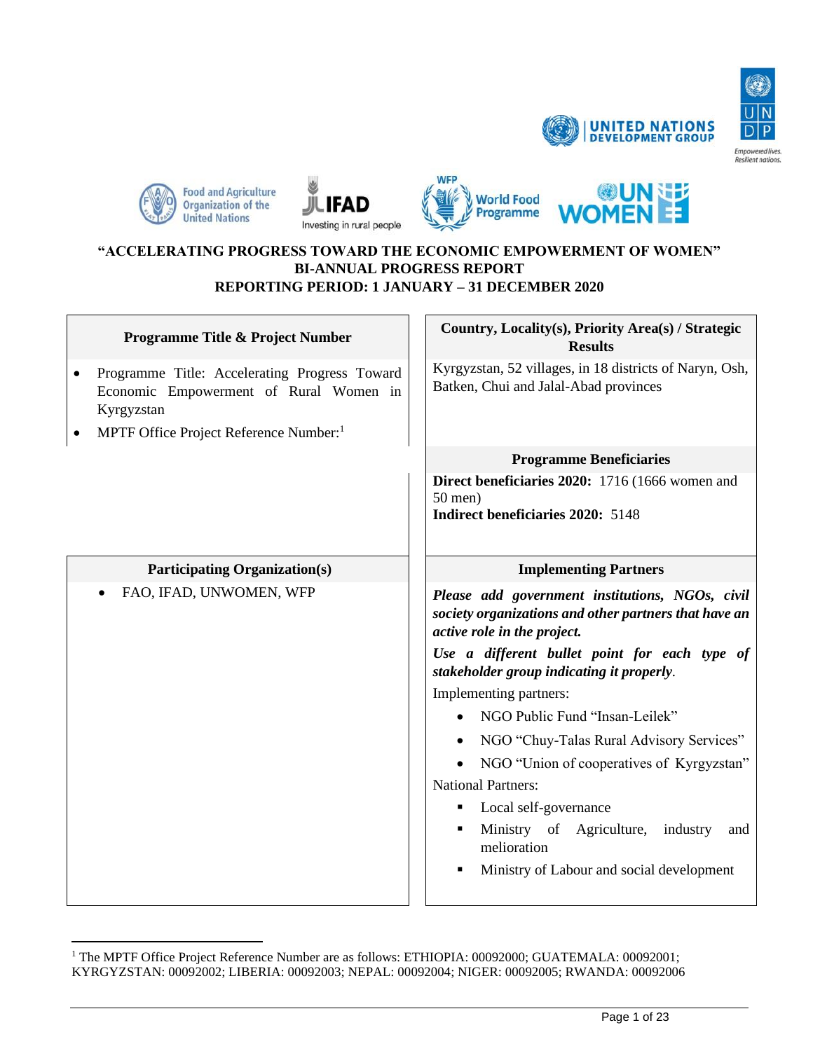**"ACCELERATING PROGRESS TOWARD THE ECONOMIC EMPOWERMENT OF WOMEN"**
**BI-ANNUAL PROGRESS REPORT**
**REPORTING PERIOD: 1 JANUARY – 31 DECEMBER 2020**

| **Programme Title & Project Number** | **Country, Locality(s), Priority Area(s) / Strategic Results** |
|---|---|
| • Programme Title: Accelerating Progress Toward Economic Empowerment of Rural Women in Kyrgyzstan<br>• MPTF Office Project Reference Number:[1] | Kyrgyzstan, 52 villages, in 18 districts of Naryn, Osh, Batken, Chui and Jalal-Abad provinces |
| | **Programme Beneficiaries** |
| | **Direct beneficiaries 2020:** 1716 (1666 women and 50 men)<br>**Indirect beneficiaries 2020:** 5148 |
| **Participating Organization(s)** | **Implementing Partners** |
| • FAO, IFAD, UNWOMEN, WFP | ***Please add government institutions, NGOs, civil society organizations and other partners that have an active role in the project.***<br>***Use a different bullet point for each type of stakeholder group indicating it properly.***<br>Implementing partners:<br>• NGO Public Fund "Insan-Leilek"<br>• NGO "Chuy-Talas Rural Advisory Services"<br>• NGO "Union of cooperatives of Kyrgyzstan"<br>National Partners:<br>▪ Local self-governance<br>▪ Ministry of Agriculture, industry and melioration<br>▪ Ministry of Labour and social development |

[1] The MPTF Office Project Reference Number are as follows: ETHIOPIA: 00092000; GUATEMALA: 00092001; KYRGYZSTAN: 00092002; LIBERIA: 00092003; NEPAL: 00092004; NIGER: 00092005; RWANDA: 00092006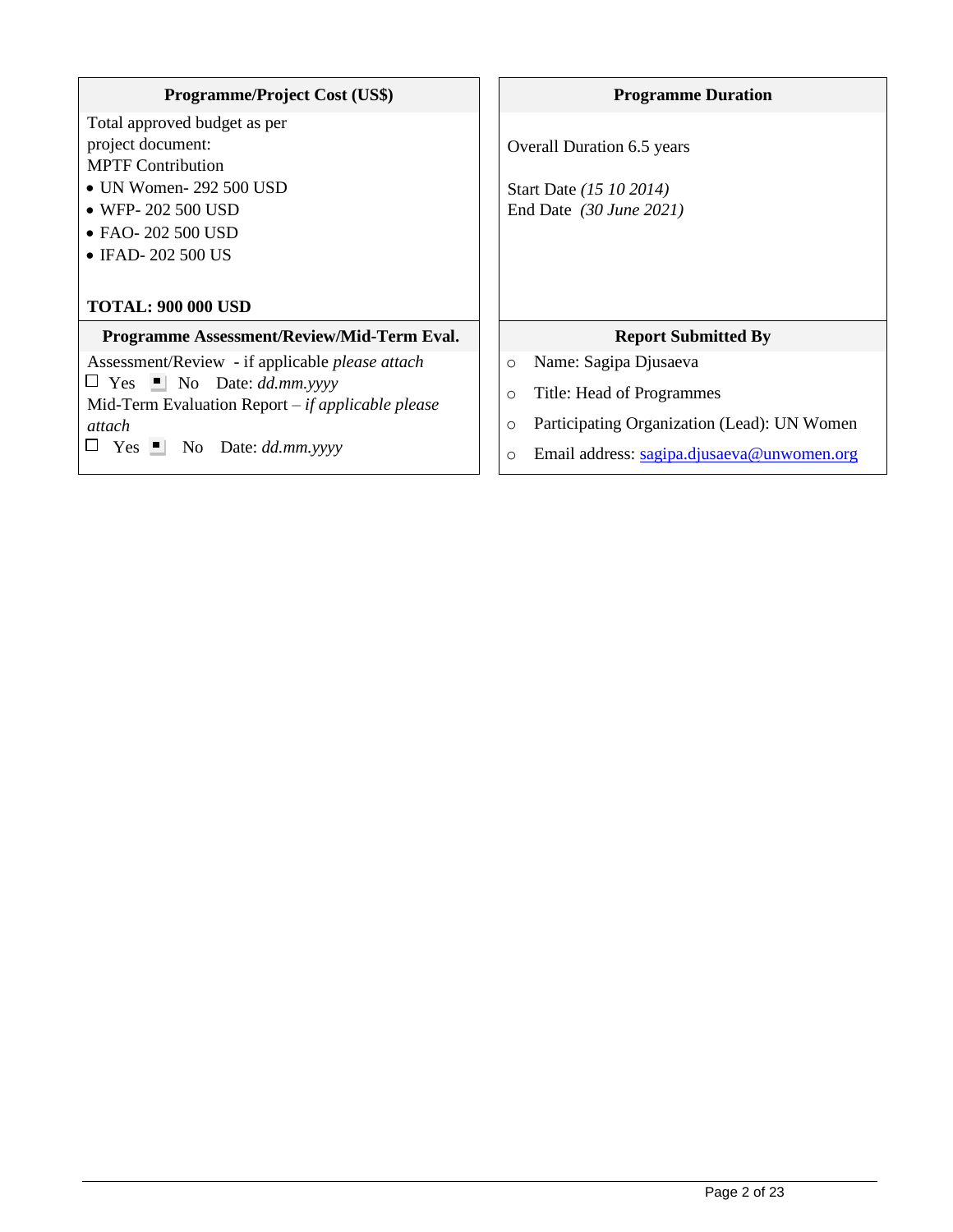| **Programme/Project Cost (US$)** | **Programme Duration** |
| --- | --- |
| Total approved budget as per project document:<br>MPTF Contribution<br>• UN Women- 292 500 USD<br>• WFP- 202 500 USD<br>• FAO- 202 500 USD<br>• IFAD- 202 500 US<br><br>**TOTAL: 900 000 USD** | Overall Duration 6.5 years<br><br>Start Date *(15 10 2014)*<br>End Date *(30 June 2021)* |
| **Programme Assessment/Review/Mid-Term Eval.** | **Report Submitted By** |
| Assessment/Review - if applicable *please attach*<br>☐ Yes ■ No Date: *dd.mm.yyyy*<br>Mid-Term Evaluation Report – *if applicable please attach*<br>☐ Yes ■ No Date: *dd.mm.yyyy* | ○ Name: Sagipa Djusaeva<br>○ Title: Head of Programmes<br>○ Participating Organization (Lead): UN Women<br>○ Email address: sagipa.djusaeva@unwomen.org |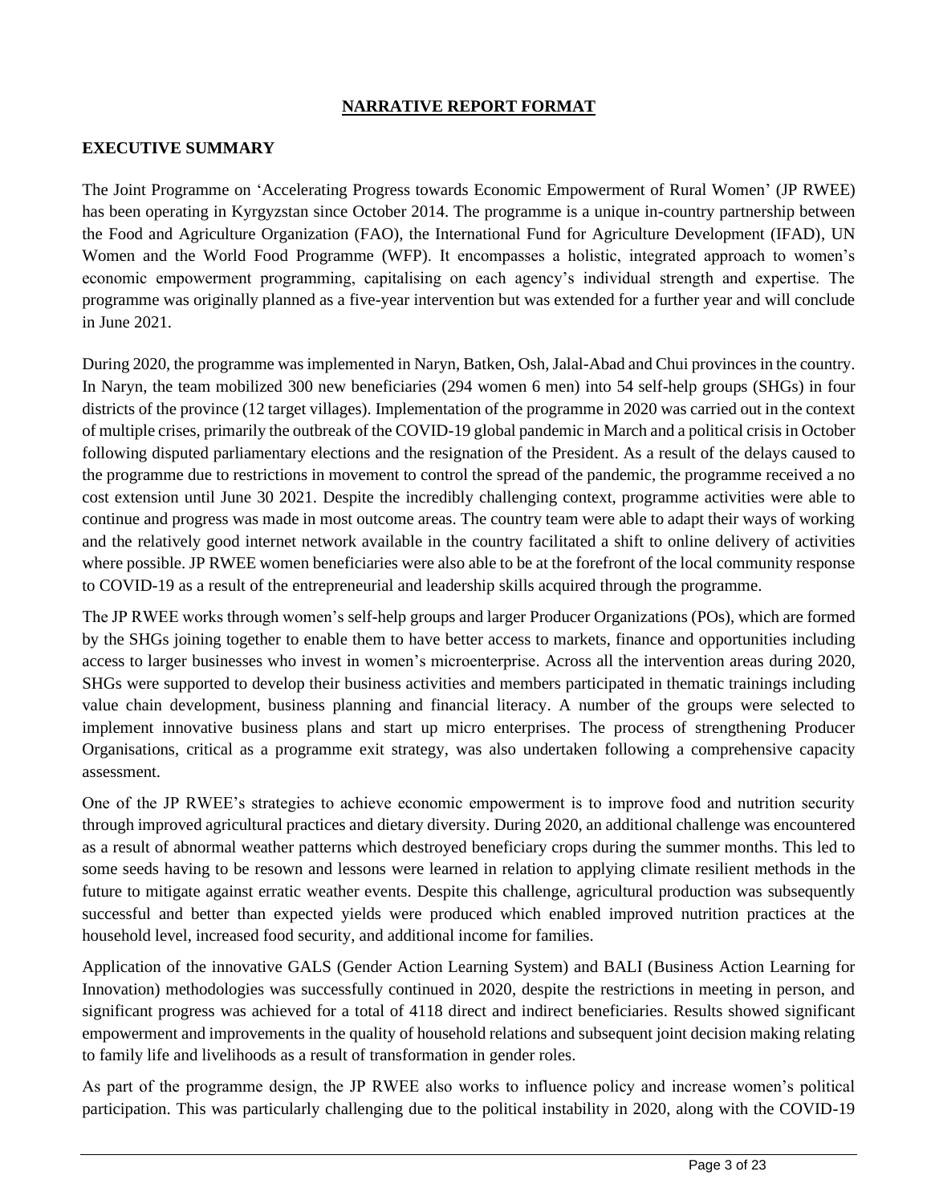**NARRATIVE REPORT FORMAT**

## EXECUTIVE SUMMARY

The Joint Programme on 'Accelerating Progress towards Economic Empowerment of Rural Women' (JP RWEE) has been operating in Kyrgyzstan since October 2014. The programme is a unique in-country partnership between the Food and Agriculture Organization (FAO), the International Fund for Agriculture Development (IFAD), UN Women and the World Food Programme (WFP). It encompasses a holistic, integrated approach to women's economic empowerment programming, capitalising on each agency's individual strength and expertise. The programme was originally planned as a five-year intervention but was extended for a further year and will conclude in June 2021.

During 2020, the programme was implemented in Naryn, Batken, Osh, Jalal-Abad and Chui provinces in the country. In Naryn, the team mobilized 300 new beneficiaries (294 women 6 men) into 54 self-help groups (SHGs) in four districts of the province (12 target villages). Implementation of the programme in 2020 was carried out in the context of multiple crises, primarily the outbreak of the COVID-19 global pandemic in March and a political crisis in October following disputed parliamentary elections and the resignation of the President. As a result of the delays caused to the programme due to restrictions in movement to control the spread of the pandemic, the programme received a no cost extension until June 30 2021. Despite the incredibly challenging context, programme activities were able to continue and progress was made in most outcome areas. The country team were able to adapt their ways of working and the relatively good internet network available in the country facilitated a shift to online delivery of activities where possible. JP RWEE women beneficiaries were also able to be at the forefront of the local community response to COVID-19 as a result of the entrepreneurial and leadership skills acquired through the programme.

The JP RWEE works through women's self-help groups and larger Producer Organizations (POs), which are formed by the SHGs joining together to enable them to have better access to markets, finance and opportunities including access to larger businesses who invest in women's microenterprise. Across all the intervention areas during 2020, SHGs were supported to develop their business activities and members participated in thematic trainings including value chain development, business planning and financial literacy. A number of the groups were selected to implement innovative business plans and start up micro enterprises. The process of strengthening Producer Organisations, critical as a programme exit strategy, was also undertaken following a comprehensive capacity assessment.

One of the JP RWEE's strategies to achieve economic empowerment is to improve food and nutrition security through improved agricultural practices and dietary diversity. During 2020, an additional challenge was encountered as a result of abnormal weather patterns which destroyed beneficiary crops during the summer months. This led to some seeds having to be resown and lessons were learned in relation to applying climate resilient methods in the future to mitigate against erratic weather events. Despite this challenge, agricultural production was subsequently successful and better than expected yields were produced which enabled improved nutrition practices at the household level, increased food security, and additional income for families.

Application of the innovative GALS (Gender Action Learning System) and BALI (Business Action Learning for Innovation) methodologies was successfully continued in 2020, despite the restrictions in meeting in person, and significant progress was achieved for a total of 4118 direct and indirect beneficiaries. Results showed significant empowerment and improvements in the quality of household relations and subsequent joint decision making relating to family life and livelihoods as a result of transformation in gender roles.

As part of the programme design, the JP RWEE also works to influence policy and increase women's political participation. This was particularly challenging due to the political instability in 2020, along with the COVID-19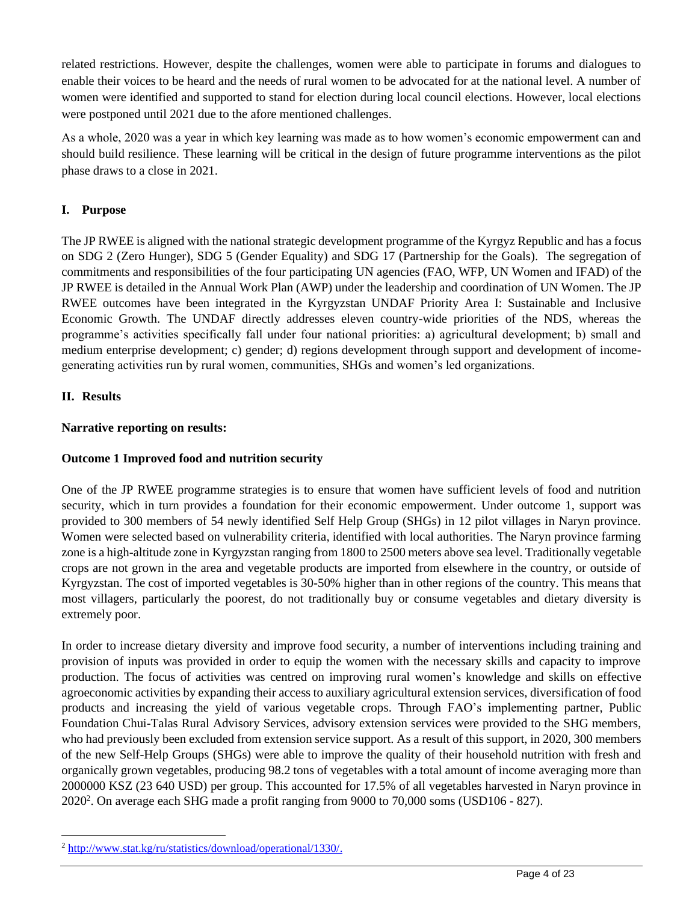related restrictions. However, despite the challenges, women were able to participate in forums and dialogues to enable their voices to be heard and the needs of rural women to be advocated for at the national level. A number of women were identified and supported to stand for election during local council elections. However, local elections were postponed until 2021 due to the afore mentioned challenges.

As a whole, 2020 was a year in which key learning was made as to how women's economic empowerment can and should build resilience. These learning will be critical in the design of future programme interventions as the pilot phase draws to a close in 2021.

## I. Purpose

The JP RWEE is aligned with the national strategic development programme of the Kyrgyz Republic and has a focus on SDG 2 (Zero Hunger), SDG 5 (Gender Equality) and SDG 17 (Partnership for the Goals). The segregation of commitments and responsibilities of the four participating UN agencies (FAO, WFP, UN Women and IFAD) of the JP RWEE is detailed in the Annual Work Plan (AWP) under the leadership and coordination of UN Women. The JP RWEE outcomes have been integrated in the Kyrgyzstan UNDAF Priority Area I: Sustainable and Inclusive Economic Growth. The UNDAF directly addresses eleven country-wide priorities of the NDS, whereas the programme's activities specifically fall under four national priorities: a) agricultural development; b) small and medium enterprise development; c) gender; d) regions development through support and development of income-generating activities run by rural women, communities, SHGs and women's led organizations.

## II. Results

**Narrative reporting on results:**

**Outcome 1 Improved food and nutrition security**

One of the JP RWEE programme strategies is to ensure that women have sufficient levels of food and nutrition security, which in turn provides a foundation for their economic empowerment. Under outcome 1, support was provided to 300 members of 54 newly identified Self Help Group (SHGs) in 12 pilot villages in Naryn province. Women were selected based on vulnerability criteria, identified with local authorities. The Naryn province farming zone is a high-altitude zone in Kyrgyzstan ranging from 1800 to 2500 meters above sea level. Traditionally vegetable crops are not grown in the area and vegetable products are imported from elsewhere in the country, or outside of Kyrgyzstan. The cost of imported vegetables is 30-50% higher than in other regions of the country. This means that most villagers, particularly the poorest, do not traditionally buy or consume vegetables and dietary diversity is extremely poor.

In order to increase dietary diversity and improve food security, a number of interventions including training and provision of inputs was provided in order to equip the women with the necessary skills and capacity to improve production. The focus of activities was centred on improving rural women's knowledge and skills on effective agroeconomic activities by expanding their access to auxiliary agricultural extension services, diversification of food products and increasing the yield of various vegetable crops. Through FAO's implementing partner, Public Foundation Chui-Talas Rural Advisory Services, advisory extension services were provided to the SHG members, who had previously been excluded from extension service support. As a result of this support, in 2020, 300 members of the new Self-Help Groups (SHGs) were able to improve the quality of their household nutrition with fresh and organically grown vegetables, producing 98.2 tons of vegetables with a total amount of income averaging more than 2000000 KSZ (23 640 USD) per group. This accounted for 17.5% of all vegetables harvested in Naryn province in 2020[2]. On average each SHG made a profit ranging from 9000 to 70,000 soms (USD106 - 827).

[2] http://www.stat.kg/ru/statistics/download/operational/1330/.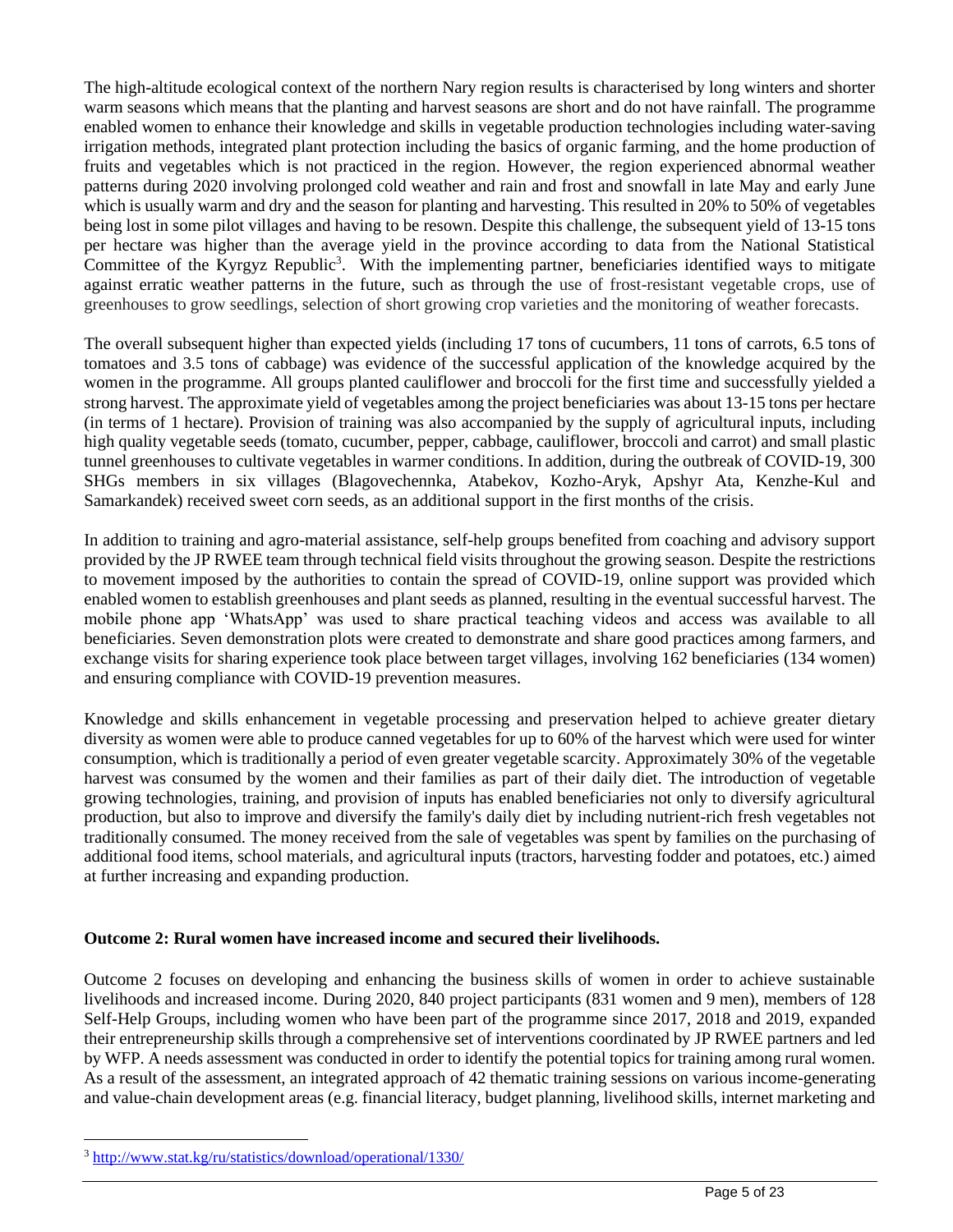The high-altitude ecological context of the northern Nary region results is characterised by long winters and shorter warm seasons which means that the planting and harvest seasons are short and do not have rainfall. The programme enabled women to enhance their knowledge and skills in vegetable production technologies including water-saving irrigation methods, integrated plant protection including the basics of organic farming, and the home production of fruits and vegetables which is not practiced in the region. However, the region experienced abnormal weather patterns during 2020 involving prolonged cold weather and rain and frost and snowfall in late May and early June which is usually warm and dry and the season for planting and harvesting. This resulted in 20% to 50% of vegetables being lost in some pilot villages and having to be resown. Despite this challenge, the subsequent yield of 13-15 tons per hectare was higher than the average yield in the province according to data from the National Statistical Committee of the Kyrgyz Republic[3]. With the implementing partner, beneficiaries identified ways to mitigate against erratic weather patterns in the future, such as through the use of frost-resistant vegetable crops, use of greenhouses to grow seedlings, selection of short growing crop varieties and the monitoring of weather forecasts.

The overall subsequent higher than expected yields (including 17 tons of cucumbers, 11 tons of carrots, 6.5 tons of tomatoes and 3.5 tons of cabbage) was evidence of the successful application of the knowledge acquired by the women in the programme. All groups planted cauliflower and broccoli for the first time and successfully yielded a strong harvest. The approximate yield of vegetables among the project beneficiaries was about 13-15 tons per hectare (in terms of 1 hectare). Provision of training was also accompanied by the supply of agricultural inputs, including high quality vegetable seeds (tomato, cucumber, pepper, cabbage, cauliflower, broccoli and carrot) and small plastic tunnel greenhouses to cultivate vegetables in warmer conditions. In addition, during the outbreak of COVID-19, 300 SHGs members in six villages (Blagovechennka, Atabekov, Kozho-Aryk, Apshyr Ata, Kenzhe-Kul and Samarkandek) received sweet corn seeds, as an additional support in the first months of the crisis.

In addition to training and agro-material assistance, self-help groups benefited from coaching and advisory support provided by the JP RWEE team through technical field visits throughout the growing season. Despite the restrictions to movement imposed by the authorities to contain the spread of COVID-19, online support was provided which enabled women to establish greenhouses and plant seeds as planned, resulting in the eventual successful harvest. The mobile phone app 'WhatsApp' was used to share practical teaching videos and access was available to all beneficiaries. Seven demonstration plots were created to demonstrate and share good practices among farmers, and exchange visits for sharing experience took place between target villages, involving 162 beneficiaries (134 women) and ensuring compliance with COVID-19 prevention measures.

Knowledge and skills enhancement in vegetable processing and preservation helped to achieve greater dietary diversity as women were able to produce canned vegetables for up to 60% of the harvest which were used for winter consumption, which is traditionally a period of even greater vegetable scarcity. Approximately 30% of the vegetable harvest was consumed by the women and their families as part of their daily diet. The introduction of vegetable growing technologies, training, and provision of inputs has enabled beneficiaries not only to diversify agricultural production, but also to improve and diversify the family's daily diet by including nutrient-rich fresh vegetables not traditionally consumed. The money received from the sale of vegetables was spent by families on the purchasing of additional food items, school materials, and agricultural inputs (tractors, harvesting fodder and potatoes, etc.) aimed at further increasing and expanding production.

**Outcome 2: Rural women have increased income and secured their livelihoods.**

Outcome 2 focuses on developing and enhancing the business skills of women in order to achieve sustainable livelihoods and increased income. During 2020, 840 project participants (831 women and 9 men), members of 128 Self-Help Groups, including women who have been part of the programme since 2017, 2018 and 2019, expanded their entrepreneurship skills through a comprehensive set of interventions coordinated by JP RWEE partners and led by WFP. A needs assessment was conducted in order to identify the potential topics for training among rural women. As a result of the assessment, an integrated approach of 42 thematic training sessions on various income-generating and value-chain development areas (e.g. financial literacy, budget planning, livelihood skills, internet marketing and

[3] http://www.stat.kg/ru/statistics/download/operational/1330/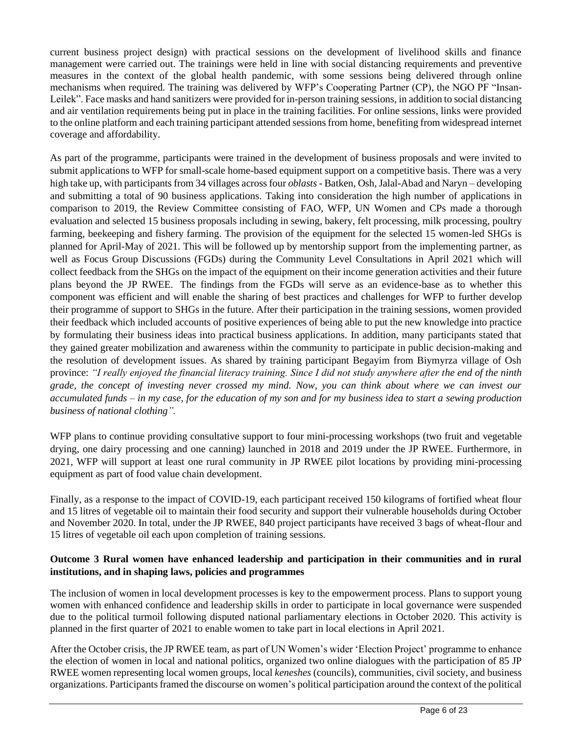current business project design) with practical sessions on the development of livelihood skills and finance management were carried out. The trainings were held in line with social distancing requirements and preventive measures in the context of the global health pandemic, with some sessions being delivered through online mechanisms when required. The training was delivered by WFP's Cooperating Partner (CP), the NGO PF "Insan-Leilek". Face masks and hand sanitizers were provided for in-person training sessions, in addition to social distancing and air ventilation requirements being put in place in the training facilities. For online sessions, links were provided to the online platform and each training participant attended sessions from home, benefiting from widespread internet coverage and affordability.

As part of the programme, participants were trained in the development of business proposals and were invited to submit applications to WFP for small-scale home-based equipment support on a competitive basis. There was a very high take up, with participants from 34 villages across four *oblasts* - Batken, Osh, Jalal-Abad and Naryn – developing and submitting a total of 90 business applications. Taking into consideration the high number of applications in comparison to 2019, the Review Committee consisting of FAO, WFP, UN Women and CPs made a thorough evaluation and selected 15 business proposals including in sewing, bakery, felt processing, milk processing, poultry farming, beekeeping and fishery farming. The provision of the equipment for the selected 15 women-led SHGs is planned for April-May of 2021. This will be followed up by mentorship support from the implementing partner, as well as Focus Group Discussions (FGDs) during the Community Level Consultations in April 2021 which will collect feedback from the SHGs on the impact of the equipment on their income generation activities and their future plans beyond the JP RWEE. The findings from the FGDs will serve as an evidence-base as to whether this component was efficient and will enable the sharing of best practices and challenges for WFP to further develop their programme of support to SHGs in the future. After their participation in the training sessions, women provided their feedback which included accounts of positive experiences of being able to put the new knowledge into practice by formulating their business ideas into practical business applications. In addition, many participants stated that they gained greater mobilization and awareness within the community to participate in public decision-making and the resolution of development issues. As shared by training participant Begayim from Biymyrza village of Osh province: *"I really enjoyed the financial literacy training. Since I did not study anywhere after the end of the ninth grade, the concept of investing never crossed my mind. Now, you can think about where we can invest our accumulated funds – in my case, for the education of my son and for my business idea to start a sewing production business of national clothing".*

WFP plans to continue providing consultative support to four mini-processing workshops (two fruit and vegetable drying, one dairy processing and one canning) launched in 2018 and 2019 under the JP RWEE. Furthermore, in 2021, WFP will support at least one rural community in JP RWEE pilot locations by providing mini-processing equipment as part of food value chain development.

Finally, as a response to the impact of COVID-19, each participant received 150 kilograms of fortified wheat flour and 15 litres of vegetable oil to maintain their food security and support their vulnerable households during October and November 2020. In total, under the JP RWEE, 840 project participants have received 3 bags of wheat-flour and 15 litres of vegetable oil each upon completion of training sessions.

**Outcome 3 Rural women have enhanced leadership and participation in their communities and in rural institutions, and in shaping laws, policies and programmes**

The inclusion of women in local development processes is key to the empowerment process. Plans to support young women with enhanced confidence and leadership skills in order to participate in local governance were suspended due to the political turmoil following disputed national parliamentary elections in October 2020. This activity is planned in the first quarter of 2021 to enable women to take part in local elections in April 2021.

After the October crisis, the JP RWEE team, as part of UN Women's wider 'Election Project' programme to enhance the election of women in local and national politics, organized two online dialogues with the participation of 85 JP RWEE women representing local women groups, local *keneshes* (councils), communities, civil society, and business organizations. Participants framed the discourse on women's political participation around the context of the political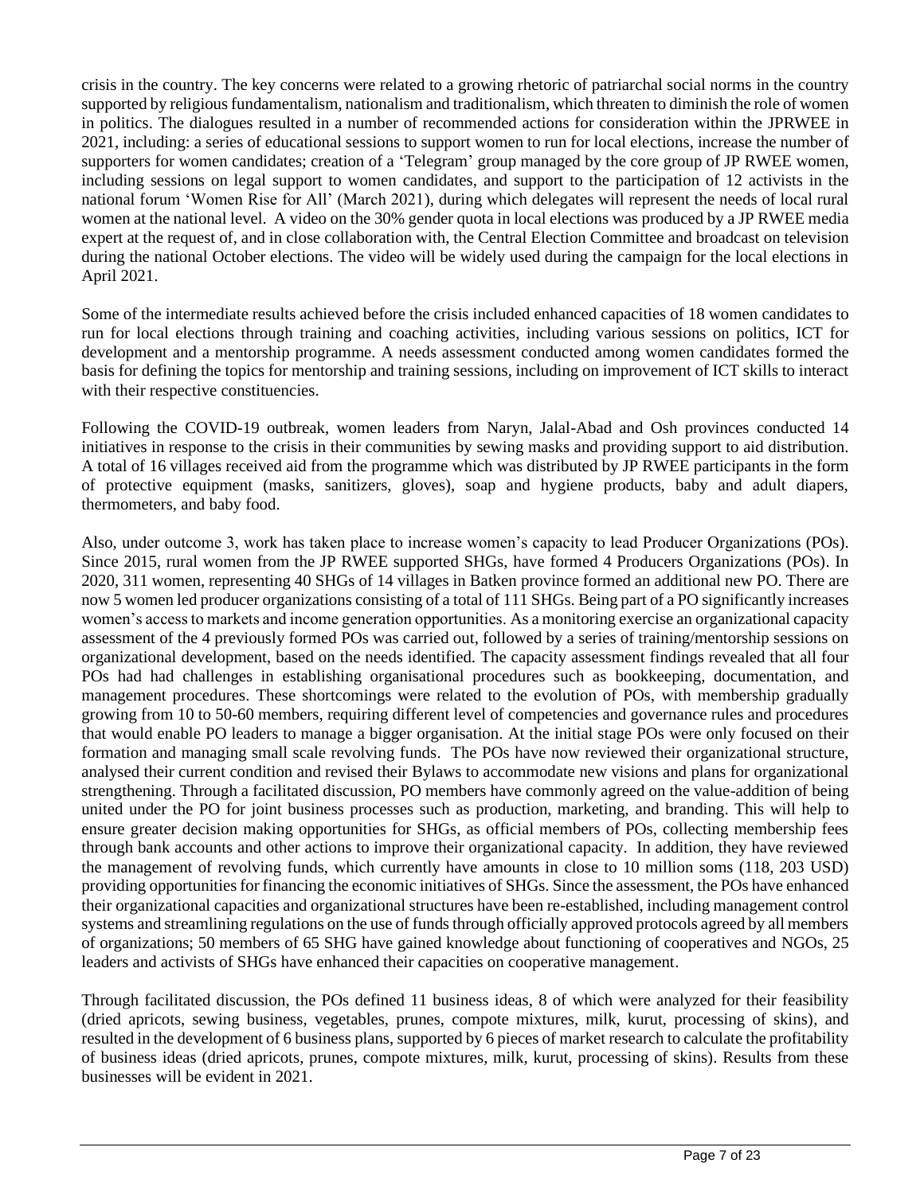crisis in the country. The key concerns were related to a growing rhetoric of patriarchal social norms in the country supported by religious fundamentalism, nationalism and traditionalism, which threaten to diminish the role of women in politics. The dialogues resulted in a number of recommended actions for consideration within the JPRWEE in 2021, including: a series of educational sessions to support women to run for local elections, increase the number of supporters for women candidates; creation of a 'Telegram' group managed by the core group of JP RWEE women, including sessions on legal support to women candidates, and support to the participation of 12 activists in the national forum 'Women Rise for All' (March 2021), during which delegates will represent the needs of local rural women at the national level. A video on the 30% gender quota in local elections was produced by a JP RWEE media expert at the request of, and in close collaboration with, the Central Election Committee and broadcast on television during the national October elections. The video will be widely used during the campaign for the local elections in April 2021.

Some of the intermediate results achieved before the crisis included enhanced capacities of 18 women candidates to run for local elections through training and coaching activities, including various sessions on politics, ICT for development and a mentorship programme. A needs assessment conducted among women candidates formed the basis for defining the topics for mentorship and training sessions, including on improvement of ICT skills to interact with their respective constituencies.

Following the COVID-19 outbreak, women leaders from Naryn, Jalal-Abad and Osh provinces conducted 14 initiatives in response to the crisis in their communities by sewing masks and providing support to aid distribution. A total of 16 villages received aid from the programme which was distributed by JP RWEE participants in the form of protective equipment (masks, sanitizers, gloves), soap and hygiene products, baby and adult diapers, thermometers, and baby food.

Also, under outcome 3, work has taken place to increase women's capacity to lead Producer Organizations (POs). Since 2015, rural women from the JP RWEE supported SHGs, have formed 4 Producers Organizations (POs). In 2020, 311 women, representing 40 SHGs of 14 villages in Batken province formed an additional new PO. There are now 5 women led producer organizations consisting of a total of 111 SHGs. Being part of a PO significantly increases women's access to markets and income generation opportunities. As a monitoring exercise an organizational capacity assessment of the 4 previously formed POs was carried out, followed by a series of training/mentorship sessions on organizational development, based on the needs identified. The capacity assessment findings revealed that all four POs had had challenges in establishing organisational procedures such as bookkeeping, documentation, and management procedures. These shortcomings were related to the evolution of POs, with membership gradually growing from 10 to 50-60 members, requiring different level of competencies and governance rules and procedures that would enable PO leaders to manage a bigger organisation. At the initial stage POs were only focused on their formation and managing small scale revolving funds. The POs have now reviewed their organizational structure, analysed their current condition and revised their Bylaws to accommodate new visions and plans for organizational strengthening. Through a facilitated discussion, PO members have commonly agreed on the value-addition of being united under the PO for joint business processes such as production, marketing, and branding. This will help to ensure greater decision making opportunities for SHGs, as official members of POs, collecting membership fees through bank accounts and other actions to improve their organizational capacity. In addition, they have reviewed the management of revolving funds, which currently have amounts in close to 10 million soms (118, 203 USD) providing opportunities for financing the economic initiatives of SHGs. Since the assessment, the POs have enhanced their organizational capacities and organizational structures have been re-established, including management control systems and streamlining regulations on the use of funds through officially approved protocols agreed by all members of organizations; 50 members of 65 SHG have gained knowledge about functioning of cooperatives and NGOs, 25 leaders and activists of SHGs have enhanced their capacities on cooperative management.

Through facilitated discussion, the POs defined 11 business ideas, 8 of which were analyzed for their feasibility (dried apricots, sewing business, vegetables, prunes, compote mixtures, milk, kurut, processing of skins), and resulted in the development of 6 business plans, supported by 6 pieces of market research to calculate the profitability of business ideas (dried apricots, prunes, compote mixtures, milk, kurut, processing of skins). Results from these businesses will be evident in 2021.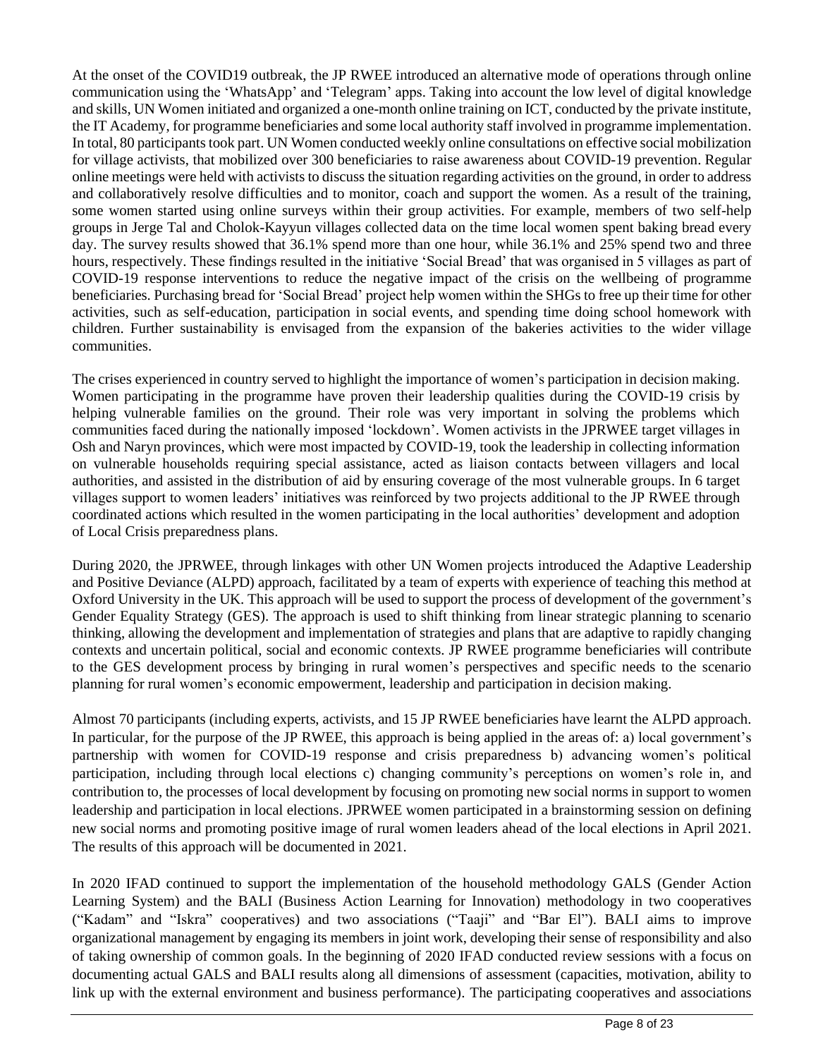At the onset of the COVID19 outbreak, the JP RWEE introduced an alternative mode of operations through online communication using the 'WhatsApp' and 'Telegram' apps. Taking into account the low level of digital knowledge and skills, UN Women initiated and organized a one-month online training on ICT, conducted by the private institute, the IT Academy, for programme beneficiaries and some local authority staff involved in programme implementation. In total, 80 participants took part. UN Women conducted weekly online consultations on effective social mobilization for village activists, that mobilized over 300 beneficiaries to raise awareness about COVID-19 prevention. Regular online meetings were held with activists to discuss the situation regarding activities on the ground, in order to address and collaboratively resolve difficulties and to monitor, coach and support the women. As a result of the training, some women started using online surveys within their group activities. For example, members of two self-help groups in Jerge Tal and Cholok-Kayyun villages collected data on the time local women spent baking bread every day. The survey results showed that 36.1% spend more than one hour, while 36.1% and 25% spend two and three hours, respectively. These findings resulted in the initiative 'Social Bread' that was organised in 5 villages as part of COVID-19 response interventions to reduce the negative impact of the crisis on the wellbeing of programme beneficiaries. Purchasing bread for 'Social Bread' project help women within the SHGs to free up their time for other activities, such as self-education, participation in social events, and spending time doing school homework with children. Further sustainability is envisaged from the expansion of the bakeries activities to the wider village communities.

The crises experienced in country served to highlight the importance of women's participation in decision making. Women participating in the programme have proven their leadership qualities during the COVID-19 crisis by helping vulnerable families on the ground. Their role was very important in solving the problems which communities faced during the nationally imposed 'lockdown'. Women activists in the JPRWEE target villages in Osh and Naryn provinces, which were most impacted by COVID-19, took the leadership in collecting information on vulnerable households requiring special assistance, acted as liaison contacts between villagers and local authorities, and assisted in the distribution of aid by ensuring coverage of the most vulnerable groups. In 6 target villages support to women leaders' initiatives was reinforced by two projects additional to the JP RWEE through coordinated actions which resulted in the women participating in the local authorities' development and adoption of Local Crisis preparedness plans.

During 2020, the JPRWEE, through linkages with other UN Women projects introduced the Adaptive Leadership and Positive Deviance (ALPD) approach, facilitated by a team of experts with experience of teaching this method at Oxford University in the UK. This approach will be used to support the process of development of the government's Gender Equality Strategy (GES). The approach is used to shift thinking from linear strategic planning to scenario thinking, allowing the development and implementation of strategies and plans that are adaptive to rapidly changing contexts and uncertain political, social and economic contexts. JP RWEE programme beneficiaries will contribute to the GES development process by bringing in rural women's perspectives and specific needs to the scenario planning for rural women's economic empowerment, leadership and participation in decision making.

Almost 70 participants (including experts, activists, and 15 JP RWEE beneficiaries have learnt the ALPD approach. In particular, for the purpose of the JP RWEE, this approach is being applied in the areas of: a) local government's partnership with women for COVID-19 response and crisis preparedness b) advancing women's political participation, including through local elections c) changing community's perceptions on women's role in, and contribution to, the processes of local development by focusing on promoting new social norms in support to women leadership and participation in local elections. JPRWEE women participated in a brainstorming session on defining new social norms and promoting positive image of rural women leaders ahead of the local elections in April 2021. The results of this approach will be documented in 2021.

In 2020 IFAD continued to support the implementation of the household methodology GALS (Gender Action Learning System) and the BALI (Business Action Learning for Innovation) methodology in two cooperatives ("Kadam" and "Iskra" cooperatives) and two associations ("Taaji" and "Bar El"). BALI aims to improve organizational management by engaging its members in joint work, developing their sense of responsibility and also of taking ownership of common goals. In the beginning of 2020 IFAD conducted review sessions with a focus on documenting actual GALS and BALI results along all dimensions of assessment (capacities, motivation, ability to link up with the external environment and business performance). The participating cooperatives and associations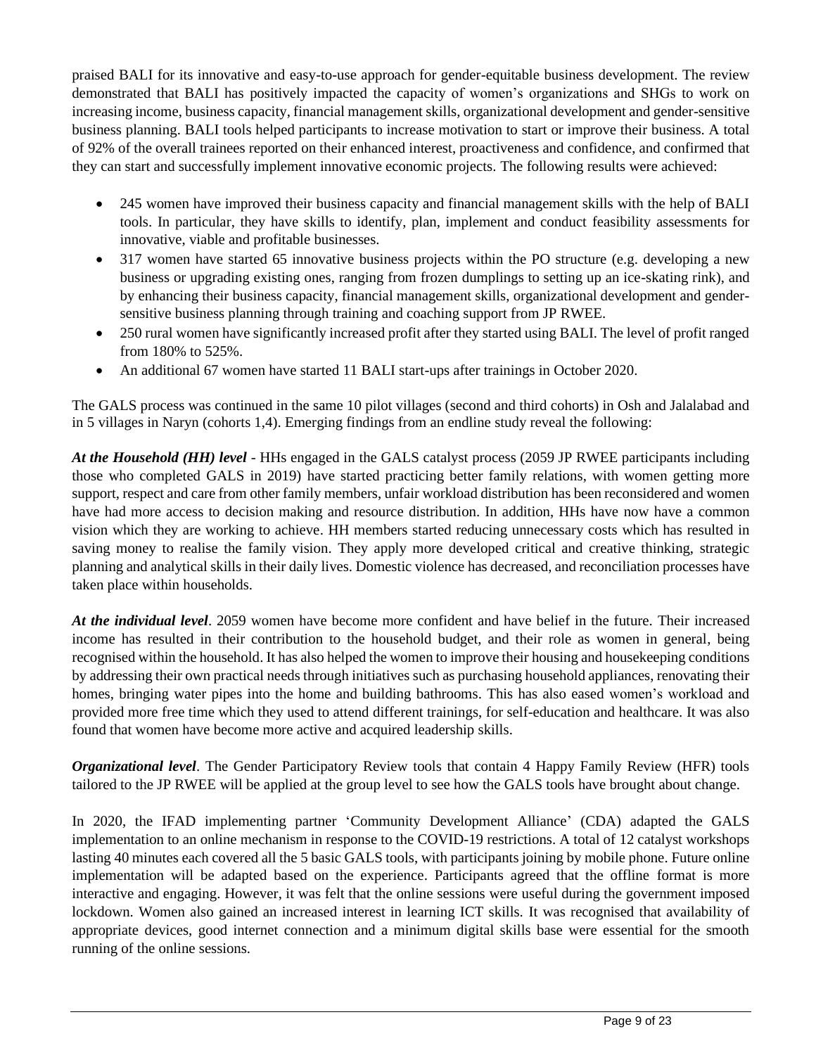praised BALI for its innovative and easy-to-use approach for gender-equitable business development. The review demonstrated that BALI has positively impacted the capacity of women's organizations and SHGs to work on increasing income, business capacity, financial management skills, organizational development and gender-sensitive business planning. BALI tools helped participants to increase motivation to start or improve their business. A total of 92% of the overall trainees reported on their enhanced interest, proactiveness and confidence, and confirmed that they can start and successfully implement innovative economic projects. The following results were achieved:

- 245 women have improved their business capacity and financial management skills with the help of BALI tools. In particular, they have skills to identify, plan, implement and conduct feasibility assessments for innovative, viable and profitable businesses.
- 317 women have started 65 innovative business projects within the PO structure (e.g. developing a new business or upgrading existing ones, ranging from frozen dumplings to setting up an ice-skating rink), and by enhancing their business capacity, financial management skills, organizational development and gender-sensitive business planning through training and coaching support from JP RWEE.
- 250 rural women have significantly increased profit after they started using BALI. The level of profit ranged from 180% to 525%.
- An additional 67 women have started 11 BALI start-ups after trainings in October 2020.

The GALS process was continued in the same 10 pilot villages (second and third cohorts) in Osh and Jalalabad and in 5 villages in Naryn (cohorts 1,4). Emerging findings from an endline study reveal the following:

***At the Household (HH) level*** - HHs engaged in the GALS catalyst process (2059 JP RWEE participants including those who completed GALS in 2019) have started practicing better family relations, with women getting more support, respect and care from other family members, unfair workload distribution has been reconsidered and women have had more access to decision making and resource distribution. In addition, HHs have now have a common vision which they are working to achieve. HH members started reducing unnecessary costs which has resulted in saving money to realise the family vision. They apply more developed critical and creative thinking, strategic planning and analytical skills in their daily lives. Domestic violence has decreased, and reconciliation processes have taken place within households.

***At the individual level***. 2059 women have become more confident and have belief in the future. Their increased income has resulted in their contribution to the household budget, and their role as women in general, being recognised within the household. It has also helped the women to improve their housing and housekeeping conditions by addressing their own practical needs through initiatives such as purchasing household appliances, renovating their homes, bringing water pipes into the home and building bathrooms. This has also eased women's workload and provided more free time which they used to attend different trainings, for self-education and healthcare. It was also found that women have become more active and acquired leadership skills.

***Organizational level***. The Gender Participatory Review tools that contain 4 Happy Family Review (HFR) tools tailored to the JP RWEE will be applied at the group level to see how the GALS tools have brought about change.

In 2020, the IFAD implementing partner 'Community Development Alliance' (CDA) adapted the GALS implementation to an online mechanism in response to the COVID-19 restrictions. A total of 12 catalyst workshops lasting 40 minutes each covered all the 5 basic GALS tools, with participants joining by mobile phone. Future online implementation will be adapted based on the experience. Participants agreed that the offline format is more interactive and engaging. However, it was felt that the online sessions were useful during the government imposed lockdown. Women also gained an increased interest in learning ICT skills. It was recognised that availability of appropriate devices, good internet connection and a minimum digital skills base were essential for the smooth running of the online sessions.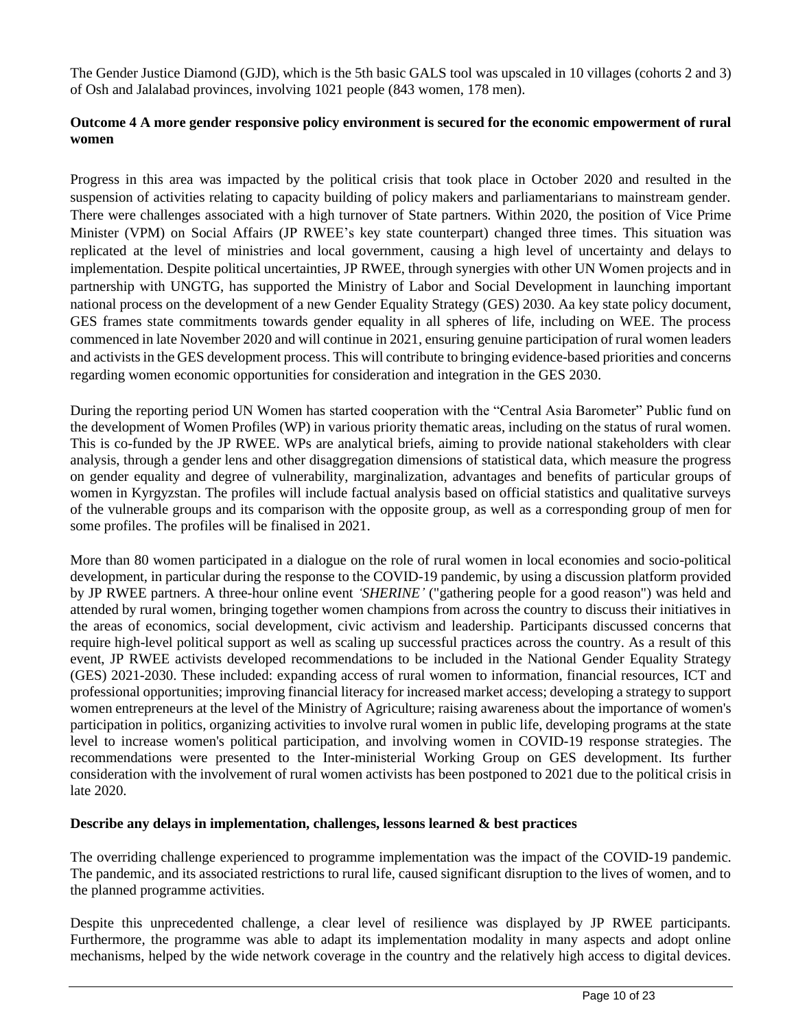The Gender Justice Diamond (GJD), which is the 5th basic GALS tool was upscaled in 10 villages (cohorts 2 and 3) of Osh and Jalalabad provinces, involving 1021 people (843 women, 178 men).

**Outcome 4 A more gender responsive policy environment is secured for the economic empowerment of rural women**

Progress in this area was impacted by the political crisis that took place in October 2020 and resulted in the suspension of activities relating to capacity building of policy makers and parliamentarians to mainstream gender. There were challenges associated with a high turnover of State partners. Within 2020, the position of Vice Prime Minister (VPM) on Social Affairs (JP RWEE's key state counterpart) changed three times. This situation was replicated at the level of ministries and local government, causing a high level of uncertainty and delays to implementation. Despite political uncertainties, JP RWEE, through synergies with other UN Women projects and in partnership with UNGTG, has supported the Ministry of Labor and Social Development in launching important national process on the development of a new Gender Equality Strategy (GES) 2030. Aa key state policy document, GES frames state commitments towards gender equality in all spheres of life, including on WEE. The process commenced in late November 2020 and will continue in 2021, ensuring genuine participation of rural women leaders and activists in the GES development process. This will contribute to bringing evidence-based priorities and concerns regarding women economic opportunities for consideration and integration in the GES 2030.

During the reporting period UN Women has started cooperation with the "Central Asia Barometer" Public fund on the development of Women Profiles (WP) in various priority thematic areas, including on the status of rural women. This is co-funded by the JP RWEE. WPs are analytical briefs, aiming to provide national stakeholders with clear analysis, through a gender lens and other disaggregation dimensions of statistical data, which measure the progress on gender equality and degree of vulnerability, marginalization, advantages and benefits of particular groups of women in Kyrgyzstan. The profiles will include factual analysis based on official statistics and qualitative surveys of the vulnerable groups and its comparison with the opposite group, as well as a corresponding group of men for some profiles. The profiles will be finalised in 2021.

More than 80 women participated in a dialogue on the role of rural women in local economies and socio-political development, in particular during the response to the COVID-19 pandemic, by using a discussion platform provided by JP RWEE partners. A three-hour online event *'SHERINE'* ("gathering people for a good reason") was held and attended by rural women, bringing together women champions from across the country to discuss their initiatives in the areas of economics, social development, civic activism and leadership. Participants discussed concerns that require high-level political support as well as scaling up successful practices across the country. As a result of this event, JP RWEE activists developed recommendations to be included in the National Gender Equality Strategy (GES) 2021-2030. These included: expanding access of rural women to information, financial resources, ICT and professional opportunities; improving financial literacy for increased market access; developing a strategy to support women entrepreneurs at the level of the Ministry of Agriculture; raising awareness about the importance of women's participation in politics, organizing activities to involve rural women in public life, developing programs at the state level to increase women's political participation, and involving women in COVID-19 response strategies. The recommendations were presented to the Inter-ministerial Working Group on GES development. Its further consideration with the involvement of rural women activists has been postponed to 2021 due to the political crisis in late 2020.

**Describe any delays in implementation, challenges, lessons learned & best practices**

The overriding challenge experienced to programme implementation was the impact of the COVID-19 pandemic. The pandemic, and its associated restrictions to rural life, caused significant disruption to the lives of women, and to the planned programme activities.

Despite this unprecedented challenge, a clear level of resilience was displayed by JP RWEE participants. Furthermore, the programme was able to adapt its implementation modality in many aspects and adopt online mechanisms, helped by the wide network coverage in the country and the relatively high access to digital devices.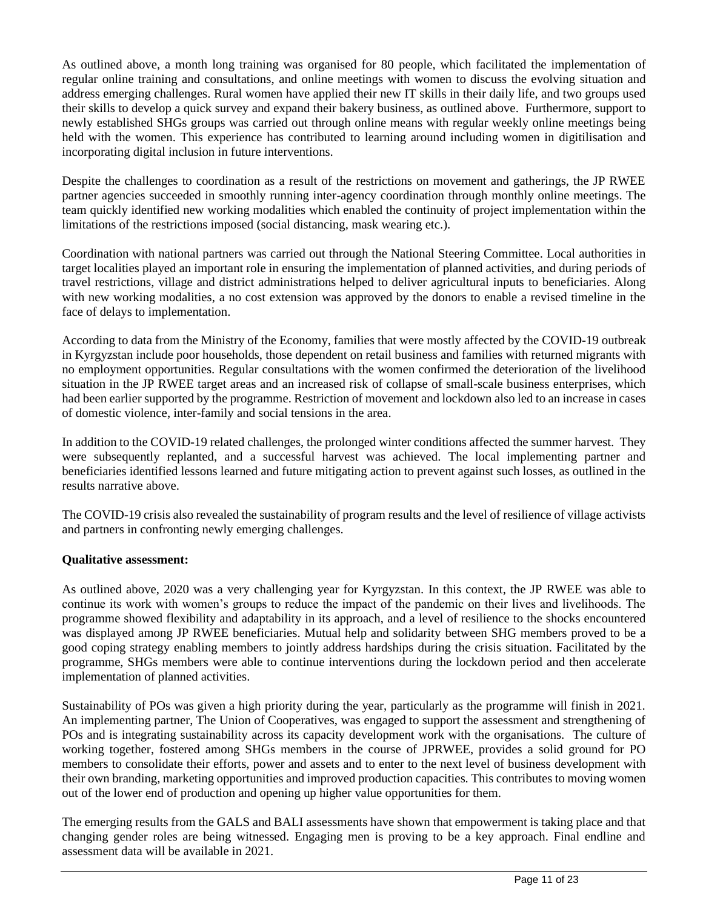As outlined above, a month long training was organised for 80 people, which facilitated the implementation of regular online training and consultations, and online meetings with women to discuss the evolving situation and address emerging challenges. Rural women have applied their new IT skills in their daily life, and two groups used their skills to develop a quick survey and expand their bakery business, as outlined above. Furthermore, support to newly established SHGs groups was carried out through online means with regular weekly online meetings being held with the women. This experience has contributed to learning around including women in digitilisation and incorporating digital inclusion in future interventions.

Despite the challenges to coordination as a result of the restrictions on movement and gatherings, the JP RWEE partner agencies succeeded in smoothly running inter-agency coordination through monthly online meetings. The team quickly identified new working modalities which enabled the continuity of project implementation within the limitations of the restrictions imposed (social distancing, mask wearing etc.).

Coordination with national partners was carried out through the National Steering Committee. Local authorities in target localities played an important role in ensuring the implementation of planned activities, and during periods of travel restrictions, village and district administrations helped to deliver agricultural inputs to beneficiaries. Along with new working modalities, a no cost extension was approved by the donors to enable a revised timeline in the face of delays to implementation.

According to data from the Ministry of the Economy, families that were mostly affected by the COVID-19 outbreak in Kyrgyzstan include poor households, those dependent on retail business and families with returned migrants with no employment opportunities. Regular consultations with the women confirmed the deterioration of the livelihood situation in the JP RWEE target areas and an increased risk of collapse of small-scale business enterprises, which had been earlier supported by the programme. Restriction of movement and lockdown also led to an increase in cases of domestic violence, inter-family and social tensions in the area.

In addition to the COVID-19 related challenges, the prolonged winter conditions affected the summer harvest. They were subsequently replanted, and a successful harvest was achieved. The local implementing partner and beneficiaries identified lessons learned and future mitigating action to prevent against such losses, as outlined in the results narrative above.

The COVID-19 crisis also revealed the sustainability of program results and the level of resilience of village activists and partners in confronting newly emerging challenges.

**Qualitative assessment:**

As outlined above, 2020 was a very challenging year for Kyrgyzstan. In this context, the JP RWEE was able to continue its work with women's groups to reduce the impact of the pandemic on their lives and livelihoods. The programme showed flexibility and adaptability in its approach, and a level of resilience to the shocks encountered was displayed among JP RWEE beneficiaries. Mutual help and solidarity between SHG members proved to be a good coping strategy enabling members to jointly address hardships during the crisis situation. Facilitated by the programme, SHGs members were able to continue interventions during the lockdown period and then accelerate implementation of planned activities.

Sustainability of POs was given a high priority during the year, particularly as the programme will finish in 2021. An implementing partner, The Union of Cooperatives, was engaged to support the assessment and strengthening of POs and is integrating sustainability across its capacity development work with the organisations. The culture of working together, fostered among SHGs members in the course of JPRWEE, provides a solid ground for PO members to consolidate their efforts, power and assets and to enter to the next level of business development with their own branding, marketing opportunities and improved production capacities. This contributes to moving women out of the lower end of production and opening up higher value opportunities for them.

The emerging results from the GALS and BALI assessments have shown that empowerment is taking place and that changing gender roles are being witnessed. Engaging men is proving to be a key approach. Final endline and assessment data will be available in 2021.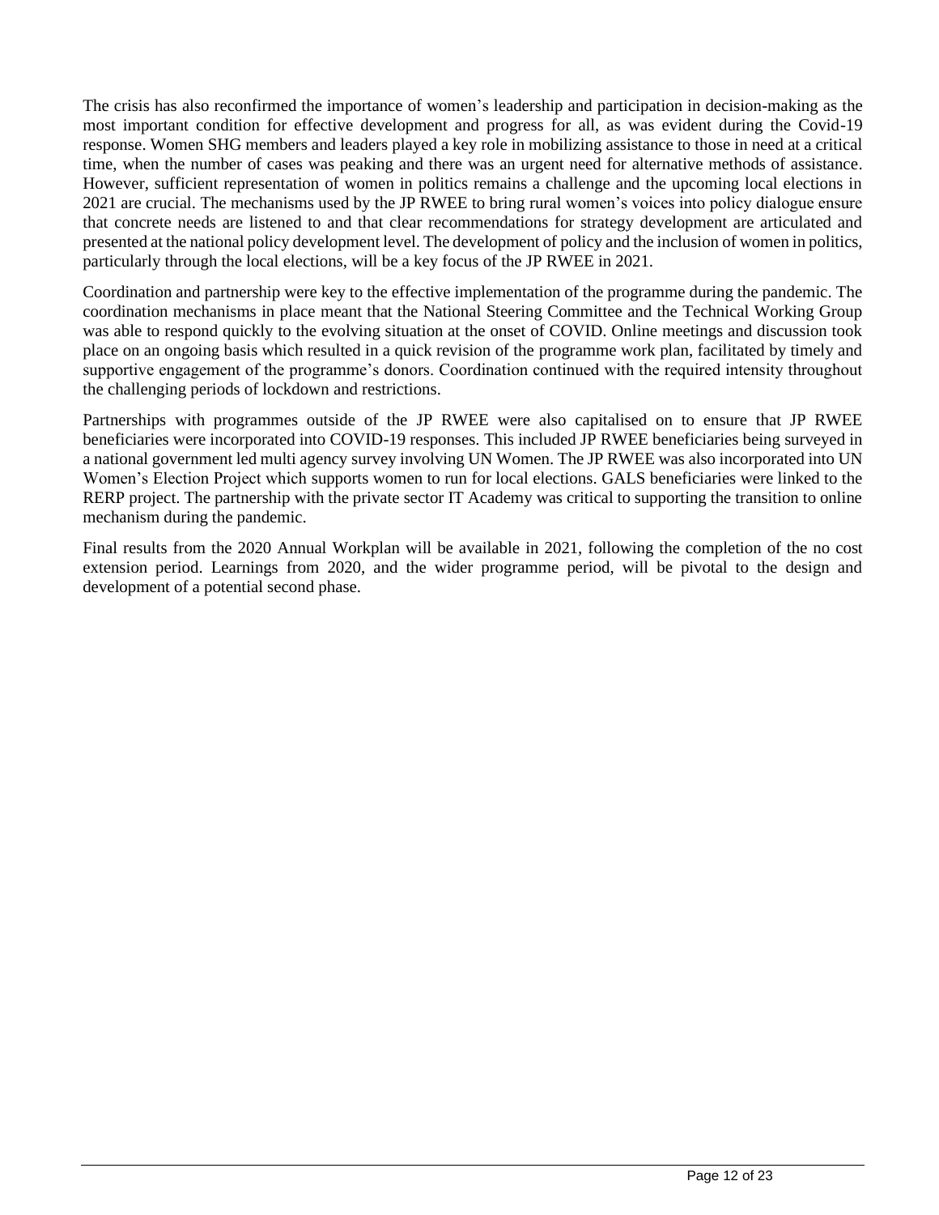The crisis has also reconfirmed the importance of women's leadership and participation in decision-making as the most important condition for effective development and progress for all, as was evident during the Covid-19 response. Women SHG members and leaders played a key role in mobilizing assistance to those in need at a critical time, when the number of cases was peaking and there was an urgent need for alternative methods of assistance. However, sufficient representation of women in politics remains a challenge and the upcoming local elections in 2021 are crucial. The mechanisms used by the JP RWEE to bring rural women's voices into policy dialogue ensure that concrete needs are listened to and that clear recommendations for strategy development are articulated and presented at the national policy development level. The development of policy and the inclusion of women in politics, particularly through the local elections, will be a key focus of the JP RWEE in 2021.

Coordination and partnership were key to the effective implementation of the programme during the pandemic. The coordination mechanisms in place meant that the National Steering Committee and the Technical Working Group was able to respond quickly to the evolving situation at the onset of COVID. Online meetings and discussion took place on an ongoing basis which resulted in a quick revision of the programme work plan, facilitated by timely and supportive engagement of the programme's donors. Coordination continued with the required intensity throughout the challenging periods of lockdown and restrictions.

Partnerships with programmes outside of the JP RWEE were also capitalised on to ensure that JP RWEE beneficiaries were incorporated into COVID-19 responses. This included JP RWEE beneficiaries being surveyed in a national government led multi agency survey involving UN Women. The JP RWEE was also incorporated into UN Women's Election Project which supports women to run for local elections. GALS beneficiaries were linked to the RERP project. The partnership with the private sector IT Academy was critical to supporting the transition to online mechanism during the pandemic.

Final results from the 2020 Annual Workplan will be available in 2021, following the completion of the no cost extension period. Learnings from 2020, and the wider programme period, will be pivotal to the design and development of a potential second phase.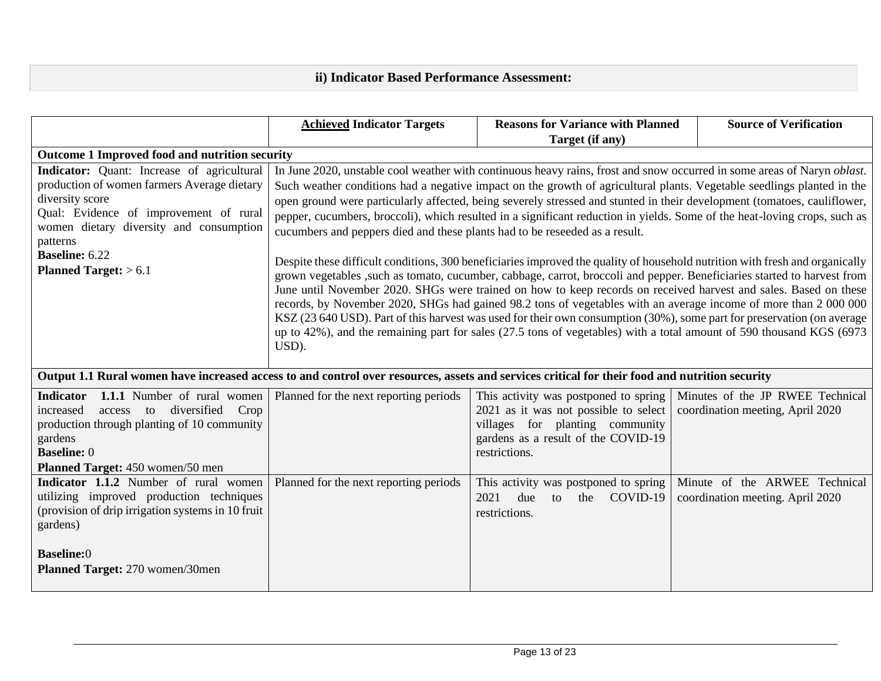## ii) Indicator Based Performance Assessment:

| | **<u>Achieved</u> Indicator Targets** | **Reasons for Variance with Planned Target (if any)** | **Source of Verification** |
|---|---|---|---|
| **Outcome 1 Improved food and nutrition security** | | | |
| **Indicator:** Quant: Increase of agricultural production of women farmers Average dietary diversity score<br>Qual: Evidence of improvement of rural women dietary diversity and consumption patterns<br>**Baseline:** 6.22<br>**Planned Target:** > 6.1 | In June 2020, unstable cool weather with continuous heavy rains, frost and snow occurred in some areas of Naryn *oblast*. Such weather conditions had a negative impact on the growth of agricultural plants. Vegetable seedlings planted in the open ground were particularly affected, being severely stressed and stunted in their development (tomatoes, cauliflower, pepper, cucumbers, broccoli), which resulted in a significant reduction in yields. Some of the heat-loving crops, such as cucumbers and peppers died and these plants had to be reseeded as a result.<br><br>Despite these difficult conditions, 300 beneficiaries improved the quality of household nutrition with fresh and organically grown vegetables ,such as tomato, cucumber, cabbage, carrot, broccoli and pepper. Beneficiaries started to harvest from June until November 2020. SHGs were trained on how to keep records on received harvest and sales. Based on these records, by November 2020, SHGs had gained 98.2 tons of vegetables with an average income of more than 2 000 000 KSZ (23 640 USD). Part of this harvest was used for their own consumption (30%), some part for preservation (on average up to 42%), and the remaining part for sales (27.5 tons of vegetables) with a total amount of 590 thousand KGS (6973 USD). | | |
| **Output 1.1 Rural women have increased access to and control over resources, assets and services critical for their food and nutrition security** | | | |
| **Indicator 1.1.1** Number of rural women increased access to diversified Crop production through planting of 10 community gardens<br>**Baseline:** 0<br>**Planned Target:** 450 women/50 men | Planned for the next reporting periods | This activity was postponed to spring 2021 as it was not possible to select villages for planting community gardens as a result of the COVID-19 restrictions. | Minutes of the JP RWEE Technical coordination meeting, April 2020 |
| **Indicator 1.1.2** Number of rural women utilizing improved production techniques (provision of drip irrigation systems in 10 fruit gardens)<br><br>**Baseline:**0<br>**Planned Target:** 270 women/30men | Planned for the next reporting periods | This activity was postponed to spring 2021 due to the COVID-19 restrictions. | Minute of the ARWEE Technical coordination meeting. April 2020 |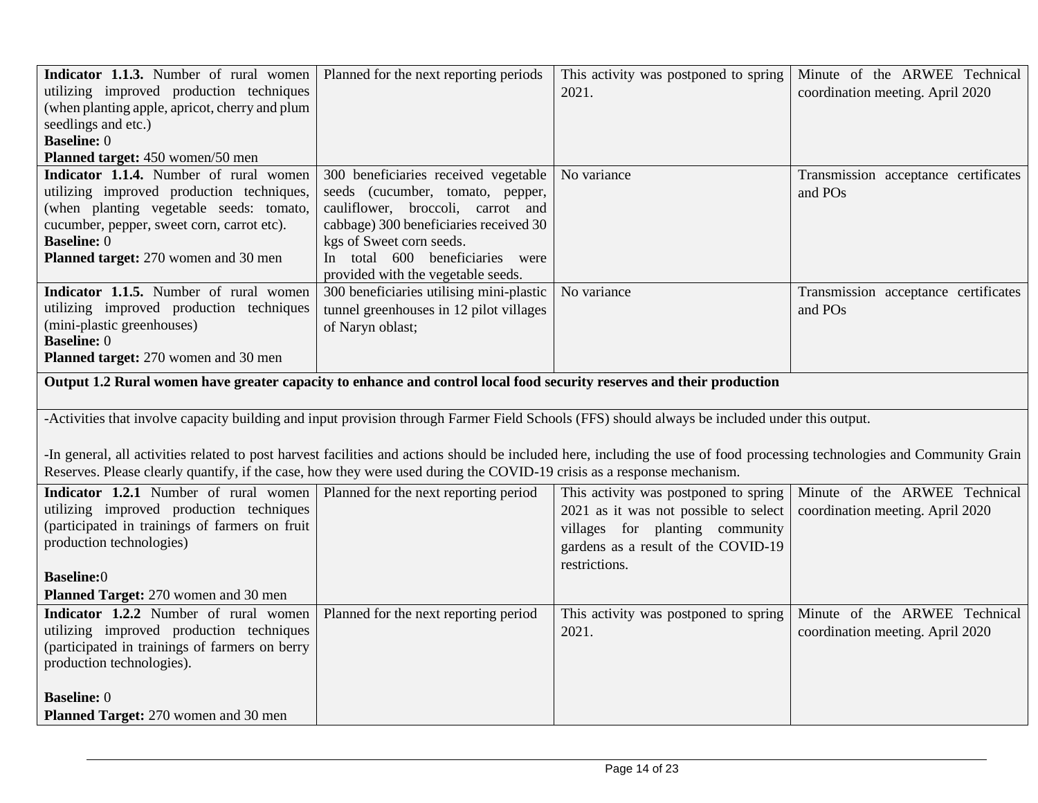| | | | |
|---|---|---|---|
| **Indicator 1.1.3.** Number of rural women utilizing improved production techniques (when planting apple, apricot, cherry and plum seedlings and etc.)<br>**Baseline:** 0<br>**Planned target:** 450 women/50 men | Planned for the next reporting periods | This activity was postponed to spring 2021. | Minute of the ARWEE Technical coordination meeting. April 2020 |
| **Indicator 1.1.4.** Number of rural women utilizing improved production techniques, (when planting vegetable seeds: tomato, cucumber, pepper, sweet corn, carrot etc).<br>**Baseline:** 0<br>**Planned target:** 270 women and 30 men | 300 beneficiaries received vegetable seeds (cucumber, tomato, pepper, cauliflower, broccoli, carrot and cabbage) 300 beneficiaries received 30 kgs of Sweet corn seeds.<br>In total 600 beneficiaries were provided with the vegetable seeds. | No variance | Transmission acceptance certificates and POs |
| **Indicator 1.1.5.** Number of rural women utilizing improved production techniques (mini-plastic greenhouses)<br>**Baseline:** 0<br>**Planned target:** 270 women and 30 men | 300 beneficiaries utilising mini-plastic tunnel greenhouses in 12 pilot villages of Naryn oblast; | No variance | Transmission acceptance certificates and POs |
| **Output 1.2 Rural women have greater capacity to enhance and control local food security reserves and their production** | | | |
| -Activities that involve capacity building and input provision through Farmer Field Schools (FFS) should always be included under this output.<br><br>-In general, all activities related to post harvest facilities and actions should be included here, including the use of food processing technologies and Community Grain Reserves. Please clearly quantify, if the case, how they were used during the COVID-19 crisis as a response mechanism. | | | |
| **Indicator 1.2.1** Number of rural women utilizing improved production techniques (participated in trainings of farmers on fruit production technologies)<br><br>**Baseline:**0<br>**Planned Target:** 270 women and 30 men | Planned for the next reporting period | This activity was postponed to spring 2021 as it was not possible to select villages for planting community gardens as a result of the COVID-19 restrictions. | Minute of the ARWEE Technical coordination meeting. April 2020 |
| **Indicator 1.2.2** Number of rural women utilizing improved production techniques (participated in trainings of farmers on berry production technologies).<br><br>**Baseline:** 0<br>**Planned Target:** 270 women and 30 men | Planned for the next reporting period | This activity was postponed to spring 2021. | Minute of the ARWEE Technical coordination meeting. April 2020 |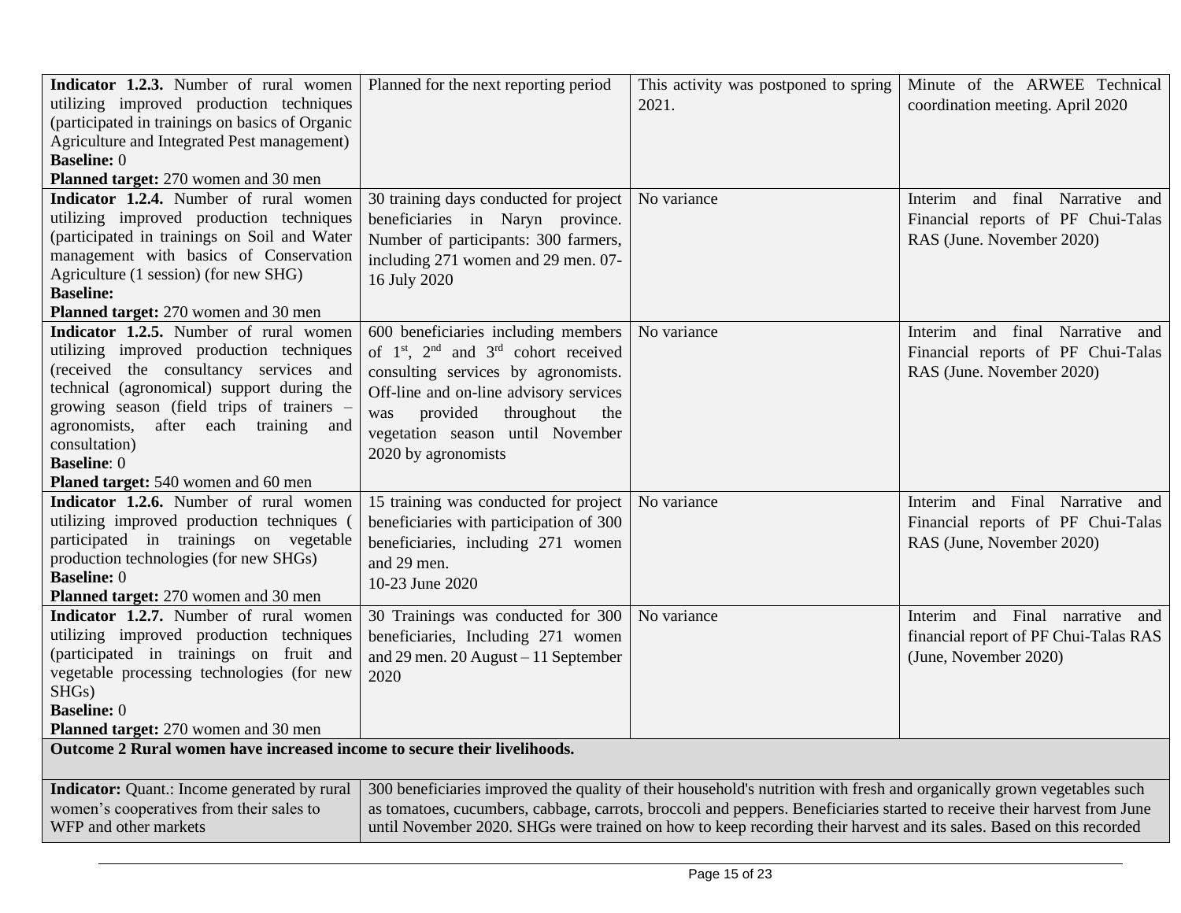| | | | |
|---|---|---|---|
| **Indicator 1.2.3.** Number of rural women utilizing improved production techniques (participated in trainings on basics of Organic Agriculture and Integrated Pest management)<br>**Baseline:** 0<br>**Planned target:** 270 women and 30 men | Planned for the next reporting period | This activity was postponed to spring 2021. | Minute of the ARWEE Technical coordination meeting. April 2020 |
| **Indicator 1.2.4.** Number of rural women utilizing improved production techniques (participated in trainings on Soil and Water management with basics of Conservation Agriculture (1 session) (for new SHG)<br>**Baseline:**<br>**Planned target:** 270 women and 30 men | 30 training days conducted for project beneficiaries in Naryn province. Number of participants: 300 farmers, including 271 women and 29 men. 07-16 July 2020 | No variance | Interim and final Narrative and Financial reports of PF Chui-Talas RAS (June. November 2020) |
| **Indicator 1.2.5.** Number of rural women utilizing improved production techniques (received the consultancy services and technical (agronomical) support during the growing season (field trips of trainers – agronomists, after each training and consultation)<br>**Baseline**: 0<br>**Planed target:** 540 women and 60 men | 600 beneficiaries including members of 1st, 2nd and 3rd cohort received consulting services by agronomists. Off-line and on-line advisory services was provided throughout the vegetation season until November 2020 by agronomists | No variance | Interim and final Narrative and Financial reports of PF Chui-Talas RAS (June. November 2020) |
| **Indicator 1.2.6.** Number of rural women utilizing improved production techniques ( participated in trainings on vegetable production technologies (for new SHGs)<br>**Baseline:** 0<br>**Planned target:** 270 women and 30 men | 15 training was conducted for project beneficiaries with participation of 300 beneficiaries, including 271 women and 29 men.<br>10-23 June 2020 | No variance | Interim and Final Narrative and Financial reports of PF Chui-Talas RAS (June, November 2020) |
| **Indicator 1.2.7.** Number of rural women utilizing improved production techniques (participated in trainings on fruit and vegetable processing technologies (for new SHGs)<br>**Baseline:** 0<br>**Planned target:** 270 women and 30 men | 30 Trainings was conducted for 300 beneficiaries, Including 271 women and 29 men. 20 August – 11 September 2020 | No variance | Interim and Final narrative and financial report of PF Chui-Talas RAS (June, November 2020) |
| **Outcome 2 Rural women have increased income to secure their livelihoods.** | | | |
| **Indicator:** Quant.: Income generated by rural women's cooperatives from their sales to WFP and other markets | 300 beneficiaries improved the quality of their household's nutrition with fresh and organically grown vegetables such as tomatoes, cucumbers, cabbage, carrots, broccoli and peppers. Beneficiaries started to receive their harvest from June until November 2020. SHGs were trained on how to keep recording their harvest and its sales. Based on this recorded | | |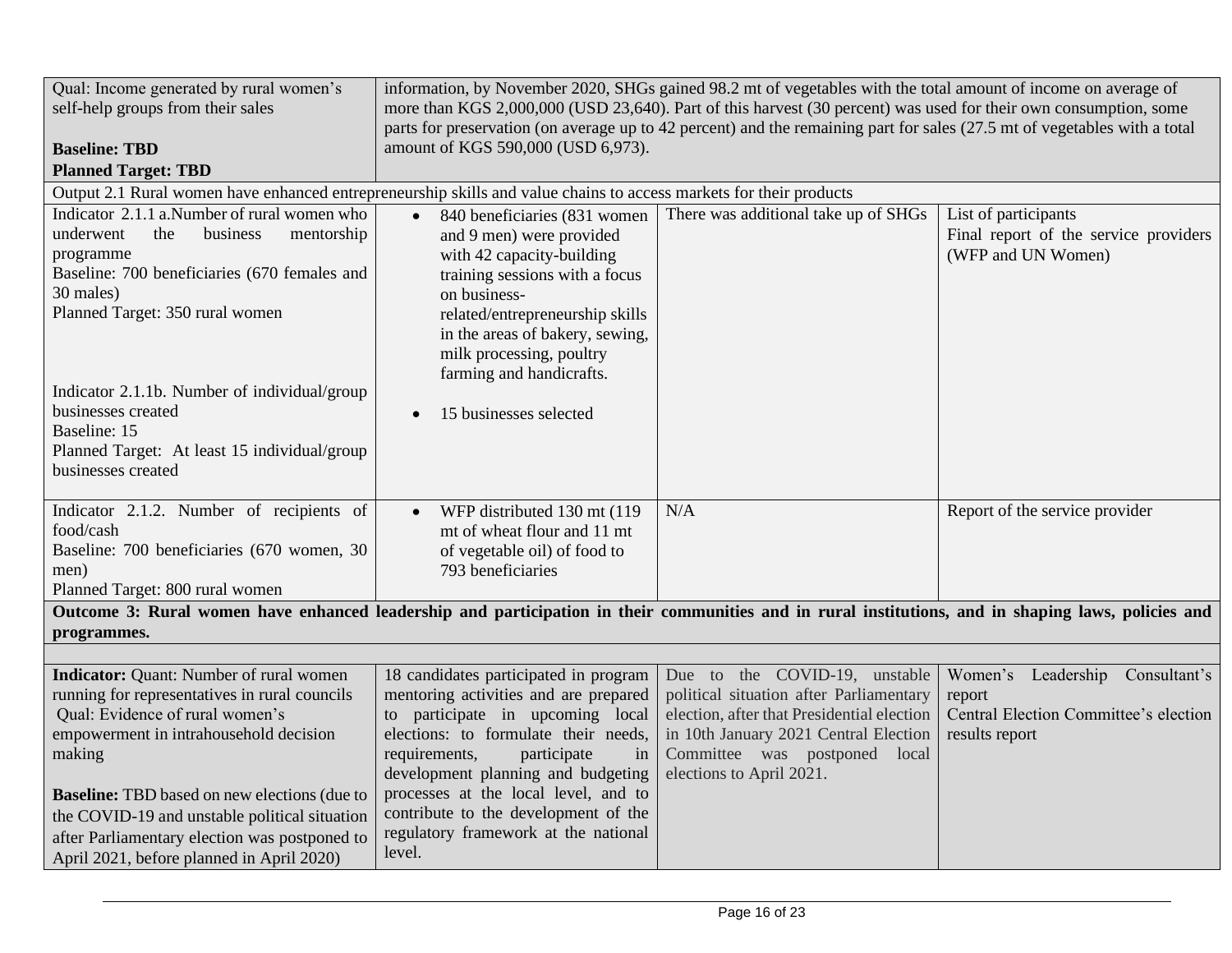| | | | |
|---|---|---|---|
| Qual: Income generated by rural women's self-help groups from their sales<br><br>**Baseline: TBD**<br>**Planned Target: TBD** | information, by November 2020, SHGs gained 98.2 mt of vegetables with the total amount of income on average of more than KGS 2,000,000 (USD 23,640). Part of this harvest (30 percent) was used for their own consumption, some parts for preservation (on average up to 42 percent) and the remaining part for sales (27.5 mt of vegetables with a total amount of KGS 590,000 (USD 6,973). | | |
| Output 2.1 Rural women have enhanced entrepreneurship skills and value chains to access markets for their products | | | |
| Indicator 2.1.1 a.Number of rural women who underwent the business mentorship programme<br>Baseline: 700 beneficiaries (670 females and 30 males)<br>Planned Target: 350 rural women<br><br>Indicator 2.1.1b. Number of individual/group businesses created<br>Baseline: 15<br>Planned Target: At least 15 individual/group businesses created | • 840 beneficiaries (831 women and 9 men) were provided with 42 capacity-building training sessions with a focus on business-related/entrepreneurship skills in the areas of bakery, sewing, milk processing, poultry farming and handicrafts.<br><br>• 15 businesses selected | There was additional take up of SHGs | List of participants<br>Final report of the service providers (WFP and UN Women) |
| Indicator 2.1.2. Number of recipients of food/cash<br>Baseline: 700 beneficiaries (670 women, 30 men)<br>Planned Target: 800 rural women | • WFP distributed 130 mt (119 mt of wheat flour and 11 mt of vegetable oil) of food to 793 beneficiaries | N/A | Report of the service provider |
| **Outcome 3: Rural women have enhanced leadership and participation in their communities and in rural institutions, and in shaping laws, policies and programmes.** | | | |
| | | | |
| **Indicator:** Quant: Number of rural women running for representatives in rural councils<br>Qual: Evidence of rural women's empowerment in intrahousehold decision making<br><br>**Baseline:** TBD based on new elections (due to the COVID-19 and unstable political situation after Parliamentary election was postponed to April 2021, before planned in April 2020) | 18 candidates participated in program mentoring activities and are prepared to participate in upcoming local elections: to formulate their needs, requirements, participate in development planning and budgeting processes at the local level, and to contribute to the development of the regulatory framework at the national level. | Due to the COVID-19, unstable political situation after Parliamentary election, after that Presidential election in 10th January 2021 Central Election Committee was postponed local elections to April 2021. | Women's Leadership Consultant's report<br>Central Election Committee's election results report |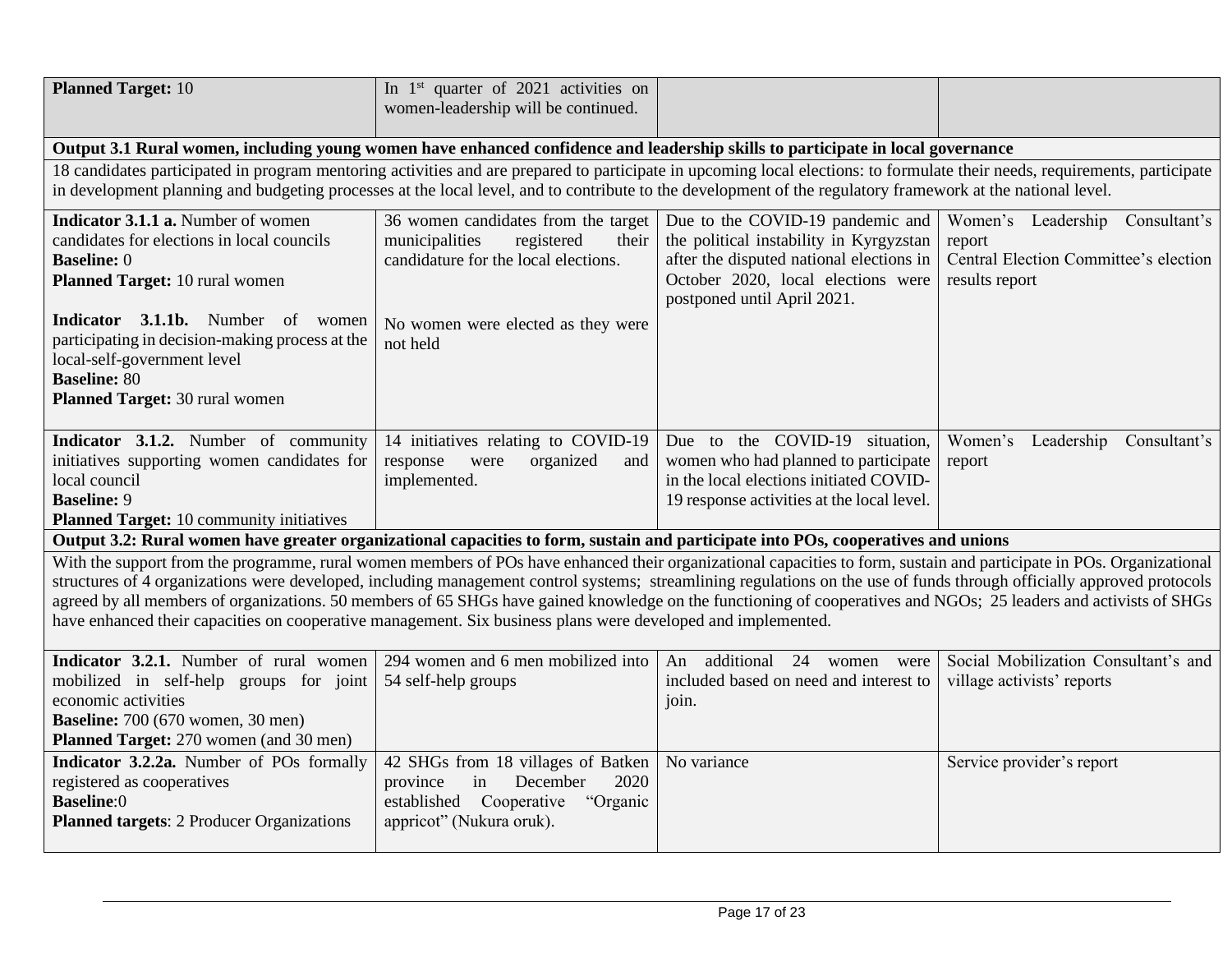| | | | |
|---|---|---|---|
| **Planned Target:** 10 | In 1st quarter of 2021 activities on women-leadership will be continued. | | |
| **Output 3.1 Rural women, including young women have enhanced confidence and leadership skills to participate in local governance** | | | |
| 18 candidates participated in program mentoring activities and are prepared to participate in upcoming local elections: to formulate their needs, requirements, participate in development planning and budgeting processes at the local level, and to contribute to the development of the regulatory framework at the national level. | | | |
| **Indicator 3.1.1 a.** Number of women candidates for elections in local councils<br>**Baseline:** 0<br>**Planned Target:** 10 rural women<br><br>**Indicator 3.1.1b.** Number of women participating in decision-making process at the local-self-government level<br>**Baseline:** 80<br>**Planned Target:** 30 rural women | 36 women candidates from the target municipalities registered their candidature for the local elections.<br><br>No women were elected as they were not held | Due to the COVID-19 pandemic and the political instability in Kyrgyzstan after the disputed national elections in October 2020, local elections were postponed until April 2021. | Women's Leadership Consultant's report<br>Central Election Committee's election results report |
| **Indicator 3.1.2.** Number of community initiatives supporting women candidates for local council<br>**Baseline:** 9<br>**Planned Target:** 10 community initiatives | 14 initiatives relating to COVID-19 response were organized and implemented. | Due to the COVID-19 situation, women who had planned to participate in the local elections initiated COVID-19 response activities at the local level. | Women's Leadership Consultant's report |
| **Output 3.2: Rural women have greater organizational capacities to form, sustain and participate into POs, cooperatives and unions** | | | |
| With the support from the programme, rural women members of POs have enhanced their organizational capacities to form, sustain and participate in POs. Organizational structures of 4 organizations were developed, including management control systems; streamlining regulations on the use of funds through officially approved protocols agreed by all members of organizations. 50 members of 65 SHGs have gained knowledge on the functioning of cooperatives and NGOs; 25 leaders and activists of SHGs have enhanced their capacities on cooperative management. Six business plans were developed and implemented. | | | |
| **Indicator 3.2.1.** Number of rural women mobilized in self-help groups for joint economic activities<br>**Baseline:** 700 (670 women, 30 men)<br>**Planned Target:** 270 women (and 30 men) | 294 women and 6 men mobilized into 54 self-help groups | An additional 24 women were included based on need and interest to join. | Social Mobilization Consultant's and village activists' reports |
| **Indicator 3.2.2a.** Number of POs formally registered as cooperatives<br>**Baseline**:0<br>**Planned targets**: 2 Producer Organizations | 42 SHGs from 18 villages of Batken province in December 2020 established Cooperative "Organic appricot" (Nukura oruk). | No variance | Service provider's report |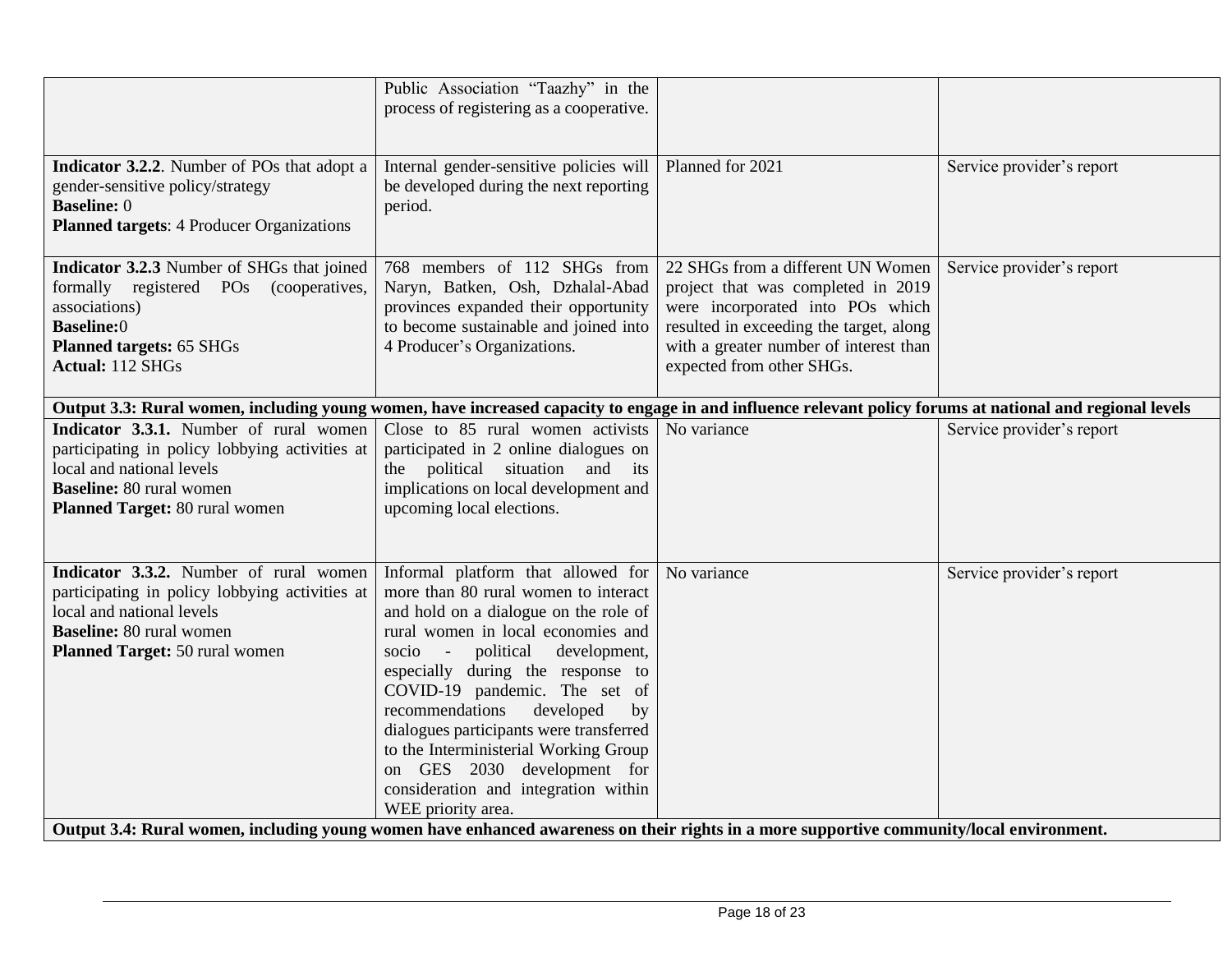| | | | |
|---|---|---|---|
| | Public Association "Taazhy" in the process of registering as a cooperative. | | |
| **Indicator 3.2.2**. Number of POs that adopt a gender-sensitive policy/strategy<br>**Baseline:** 0<br>**Planned targets**: 4 Producer Organizations | Internal gender-sensitive policies will be developed during the next reporting period. | Planned for 2021 | Service provider's report |
| **Indicator 3.2.3** Number of SHGs that joined formally registered POs (cooperatives, associations)<br>**Baseline:**0<br>**Planned targets:** 65 SHGs<br>**Actual:** 112 SHGs | 768 members of 112 SHGs from Naryn, Batken, Osh, Dzhalal-Abad provinces expanded their opportunity to become sustainable and joined into 4 Producer's Organizations. | 22 SHGs from a different UN Women project that was completed in 2019 were incorporated into POs which resulted in exceeding the target, along with a greater number of interest than expected from other SHGs. | Service provider's report |
| **Output 3.3: Rural women, including young women, have increased capacity to engage in and influence relevant policy forums at national and regional levels** | | | |
| **Indicator 3.3.1.** Number of rural women participating in policy lobbying activities at local and national levels<br>**Baseline:** 80 rural women<br>**Planned Target:** 80 rural women | Close to 85 rural women activists participated in 2 online dialogues on the political situation and its implications on local development and upcoming local elections. | No variance | Service provider's report |
| **Indicator 3.3.2.** Number of rural women participating in policy lobbying activities at local and national levels<br>**Baseline:** 80 rural women<br>**Planned Target:** 50 rural women | Informal platform that allowed for more than 80 rural women to interact and hold on a dialogue on the role of rural women in local economies and socio - political development, especially during the response to COVID-19 pandemic. The set of recommendations developed by dialogues participants were transferred to the Interministerial Working Group on GES 2030 development for consideration and integration within WEE priority area. | No variance | Service provider's report |
| **Output 3.4: Rural women, including young women have enhanced awareness on their rights in a more supportive community/local environment.** | | | |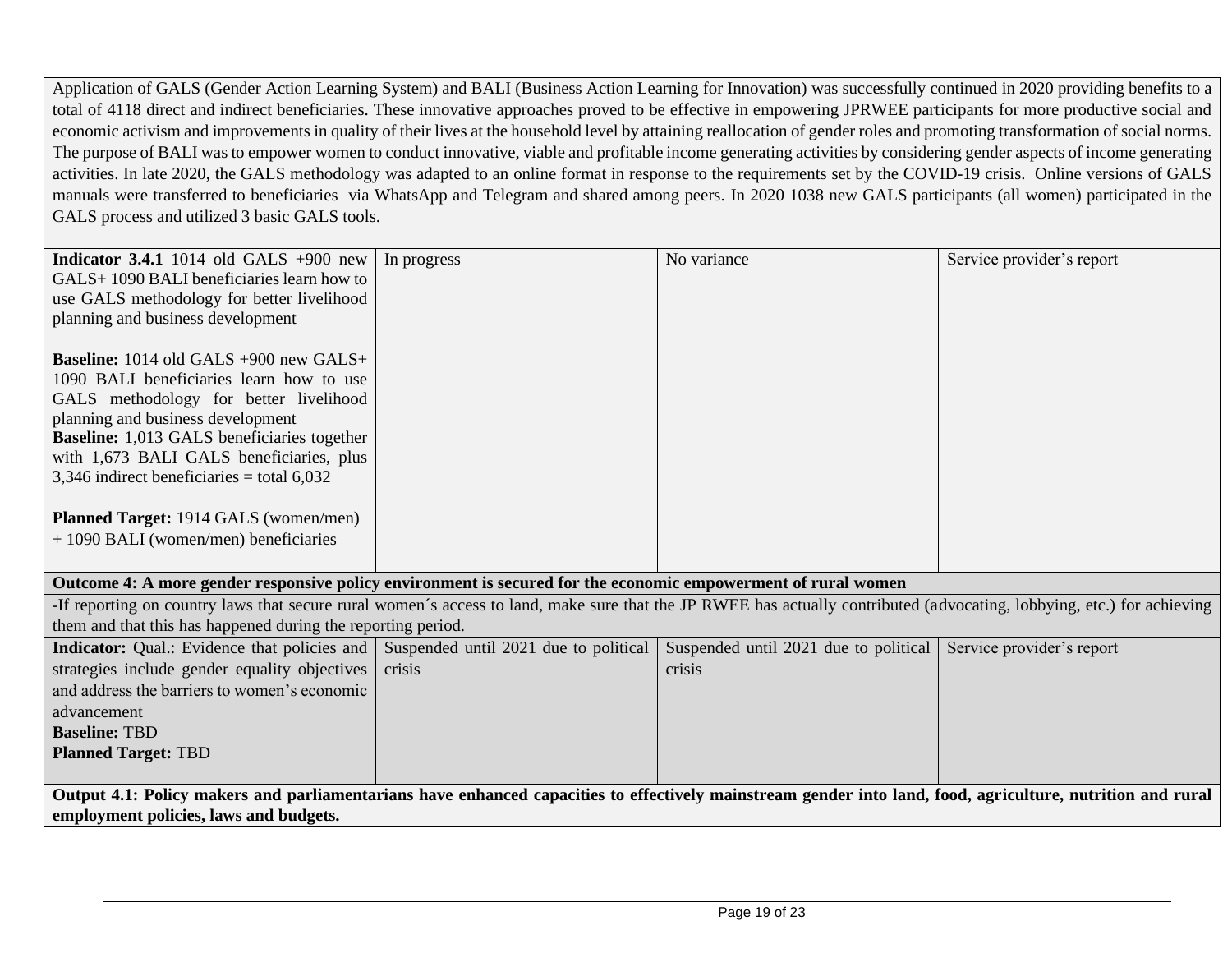| | | | |
|---|---|---|---|
| Application of GALS (Gender Action Learning System) and BALI (Business Action Learning for Innovation) was successfully continued in 2020 providing benefits to a total of 4118 direct and indirect beneficiaries. These innovative approaches proved to be effective in empowering JPRWEE participants for more productive social and economic activism and improvements in quality of their lives at the household level by attaining reallocation of gender roles and promoting transformation of social norms. The purpose of BALI was to empower women to conduct innovative, viable and profitable income generating activities by considering gender aspects of income generating activities. In late 2020, the GALS methodology was adapted to an online format in response to the requirements set by the COVID-19 crisis. Online versions of GALS manuals were transferred to beneficiaries via WhatsApp and Telegram and shared among peers. In 2020 1038 new GALS participants (all women) participated in the GALS process and utilized 3 basic GALS tools. | | | |
| **Indicator 3.4.1** 1014 old GALS +900 new GALS+ 1090 BALI beneficiaries learn how to use GALS methodology for better livelihood planning and business development<br><br>**Baseline:** 1014 old GALS +900 new GALS+ 1090 BALI beneficiaries learn how to use GALS methodology for better livelihood planning and business development<br>**Baseline:** 1,013 GALS beneficiaries together with 1,673 BALI GALS beneficiaries, plus 3,346 indirect beneficiaries = total 6,032<br><br>**Planned Target:** 1914 GALS (women/men) + 1090 BALI (women/men) beneficiaries | In progress | No variance | Service provider's report |
| **Outcome 4: A more gender responsive policy environment is secured for the economic empowerment of rural women** | | | |
| -If reporting on country laws that secure rural women´s access to land, make sure that the JP RWEE has actually contributed (advocating, lobbying, etc.) for achieving them and that this has happened during the reporting period. | | | |
| **Indicator:** Qual.: Evidence that policies and strategies include gender equality objectives and address the barriers to women's economic advancement<br>**Baseline:** TBD<br>**Planned Target:** TBD | Suspended until 2021 due to political crisis | Suspended until 2021 due to political crisis | Service provider's report |
| **Output 4.1: Policy makers and parliamentarians have enhanced capacities to effectively mainstream gender into land, food, agriculture, nutrition and rural employment policies, laws and budgets.** | | | |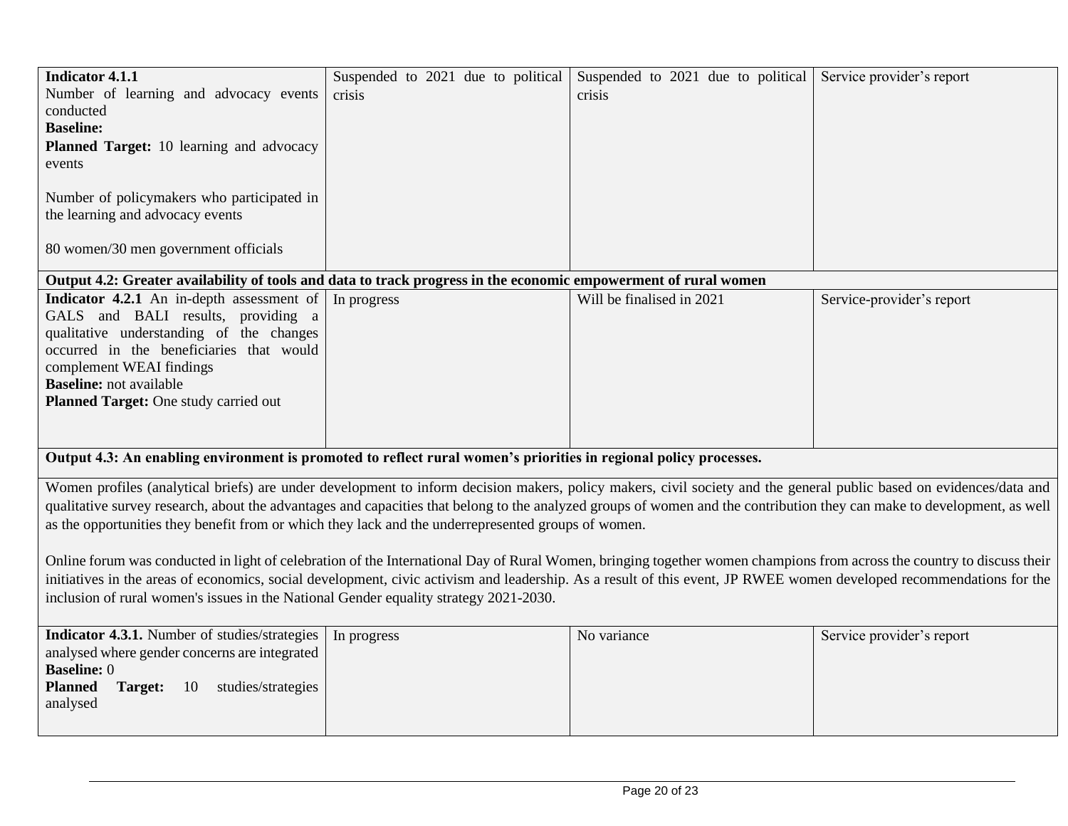| | | | |
|---|---|---|---|
| **Indicator 4.1.1**<br>Number of learning and advocacy events conducted<br>**Baseline:**<br>**Planned Target:** 10 learning and advocacy events<br><br>Number of policymakers who participated in the learning and advocacy events<br><br>80 women/30 men government officials | Suspended to 2021 due to political crisis | Suspended to 2021 due to political crisis | Service provider's report |
| **Output 4.2: Greater availability of tools and data to track progress in the economic empowerment of rural women** | | | |
| **Indicator 4.2.1** An in-depth assessment of GALS and BALI results, providing a qualitative understanding of the changes occurred in the beneficiaries that would complement WEAI findings<br>**Baseline:** not available<br>**Planned Target:** One study carried out | In progress | Will be finalised in 2021 | Service-provider's report |
| **Output 4.3: An enabling environment is promoted to reflect rural women's priorities in regional policy processes.** | | | |
| Women profiles (analytical briefs) are under development to inform decision makers, policy makers, civil society and the general public based on evidences/data and qualitative survey research, about the advantages and capacities that belong to the analyzed groups of women and the contribution they can make to development, as well as the opportunities they benefit from or which they lack and the underrepresented groups of women.<br><br>Online forum was conducted in light of celebration of the International Day of Rural Women, bringing together women champions from across the country to discuss their initiatives in the areas of economics, social development, civic activism and leadership. As a result of this event, JP RWEE women developed recommendations for the inclusion of rural women's issues in the National Gender equality strategy 2021-2030. | | | |
| **Indicator 4.3.1.** Number of studies/strategies analysed where gender concerns are integrated<br>**Baseline:** 0<br>**Planned Target:** 10 studies/strategies analysed | In progress | No variance | Service provider's report |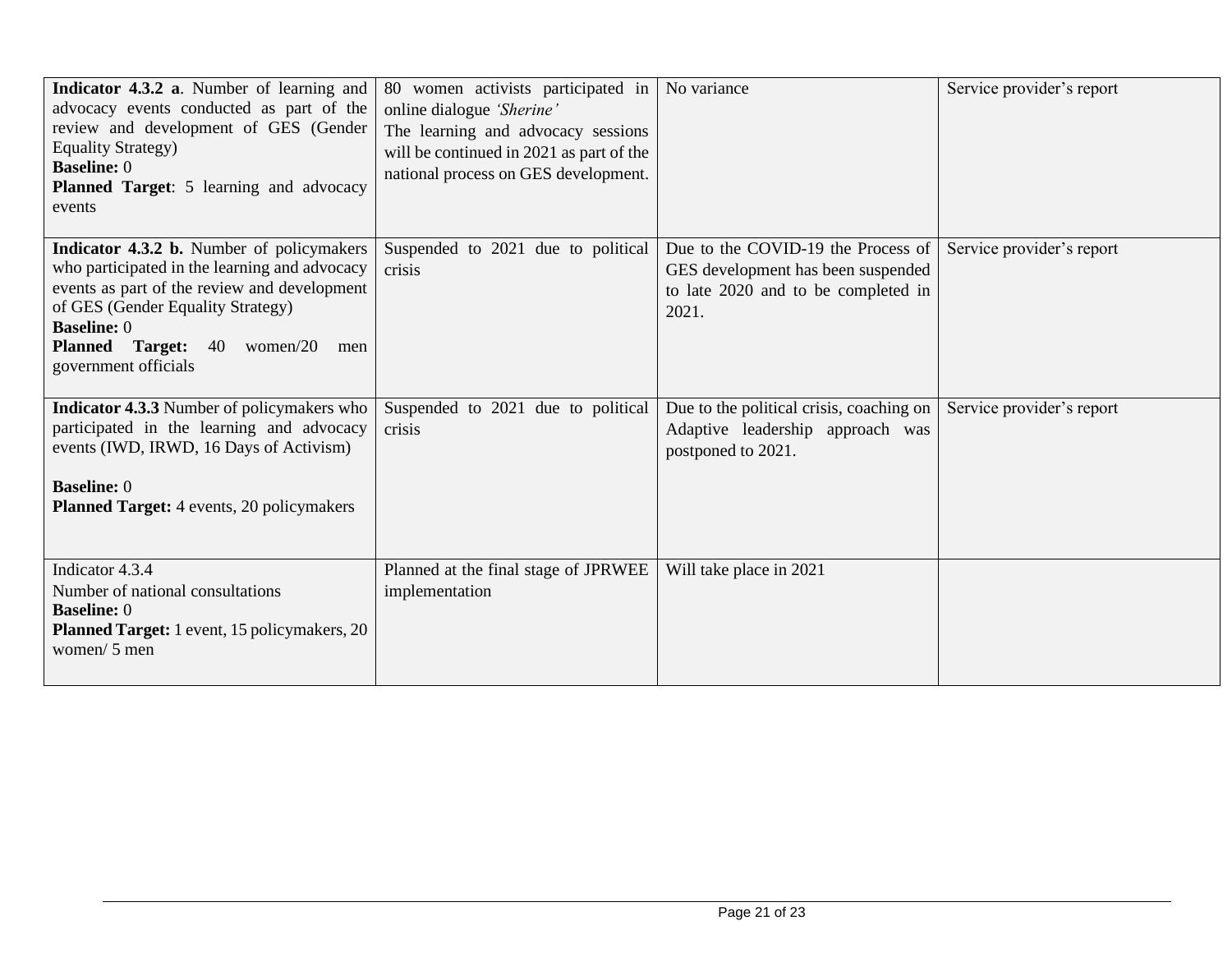| | | | |
|---|---|---|---|
| **Indicator 4.3.2 a**. Number of learning and advocacy events conducted as part of the review and development of GES (Gender Equality Strategy)<br>**Baseline:** 0<br>**Planned Target**: 5 learning and advocacy events | 80 women activists participated in online dialogue *'Sherine'*<br>The learning and advocacy sessions will be continued in 2021 as part of the national process on GES development. | No variance | Service provider's report |
| **Indicator 4.3.2 b.** Number of policymakers who participated in the learning and advocacy events as part of the review and development of GES (Gender Equality Strategy)<br>**Baseline:** 0<br>**Planned Target:** 40 women/20 men government officials | Suspended to 2021 due to political crisis | Due to the COVID-19 the Process of GES development has been suspended to late 2020 and to be completed in 2021. | Service provider's report |
| **Indicator 4.3.3** Number of policymakers who participated in the learning and advocacy events (IWD, IRWD, 16 Days of Activism)<br><br>**Baseline:** 0<br>**Planned Target:** 4 events, 20 policymakers | Suspended to 2021 due to political crisis | Due to the political crisis, coaching on Adaptive leadership approach was postponed to 2021. | Service provider's report |
| Indicator 4.3.4<br>Number of national consultations<br>**Baseline:** 0<br>**Planned Target:** 1 event, 15 policymakers, 20 women/ 5 men | Planned at the final stage of JPRWEE implementation | Will take place in 2021 | |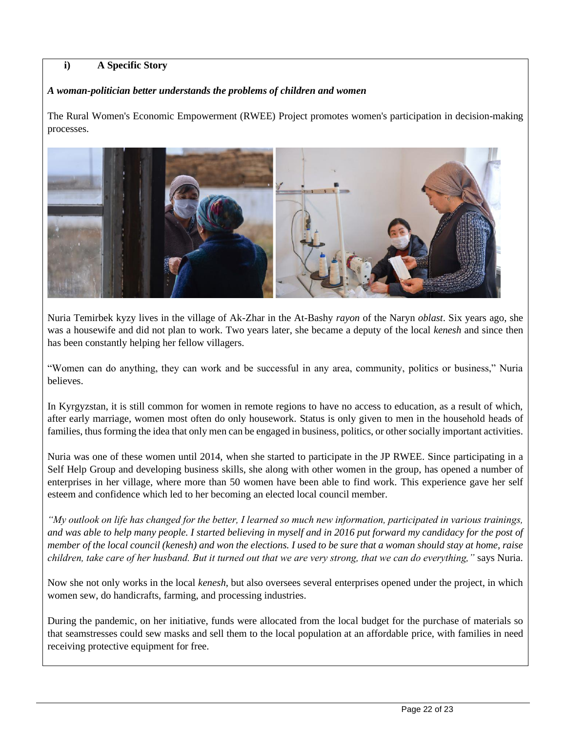**i) A Specific Story**

***A woman-politician better understands the problems of children and women***

The Rural Women's Economic Empowerment (RWEE) Project promotes women's participation in decision-making processes.

Nuria Temirbek kyzy lives in the village of Ak-Zhar in the At-Bashy *rayon* of the Naryn *oblast*. Six years ago, she was a housewife and did not plan to work. Two years later, she became a deputy of the local *kenesh* and since then has been constantly helping her fellow villagers.

"Women can do anything, they can work and be successful in any area, community, politics or business," Nuria believes.

In Kyrgyzstan, it is still common for women in remote regions to have no access to education, as a result of which, after early marriage, women most often do only housework. Status is only given to men in the household heads of families, thus forming the idea that only men can be engaged in business, politics, or other socially important activities.

Nuria was one of these women until 2014, when she started to participate in the JP RWEE. Since participating in a Self Help Group and developing business skills, she along with other women in the group, has opened a number of enterprises in her village, where more than 50 women have been able to find work. This experience gave her self esteem and confidence which led to her becoming an elected local council member.

*"My outlook on life has changed for the better, I learned so much new information, participated in various trainings, and was able to help many people. I started believing in myself and in 2016 put forward my candidacy for the post of member of the local council (kenesh) and won the elections. I used to be sure that a woman should stay at home, raise children, take care of her husband. But it turned out that we are very strong, that we can do everything,"* says Nuria.

Now she not only works in the local *kenesh*, but also oversees several enterprises opened under the project, in which women sew, do handicrafts, farming, and processing industries.

During the pandemic, on her initiative, funds were allocated from the local budget for the purchase of materials so that seamstresses could sew masks and sell them to the local population at an affordable price, with families in need receiving protective equipment for free.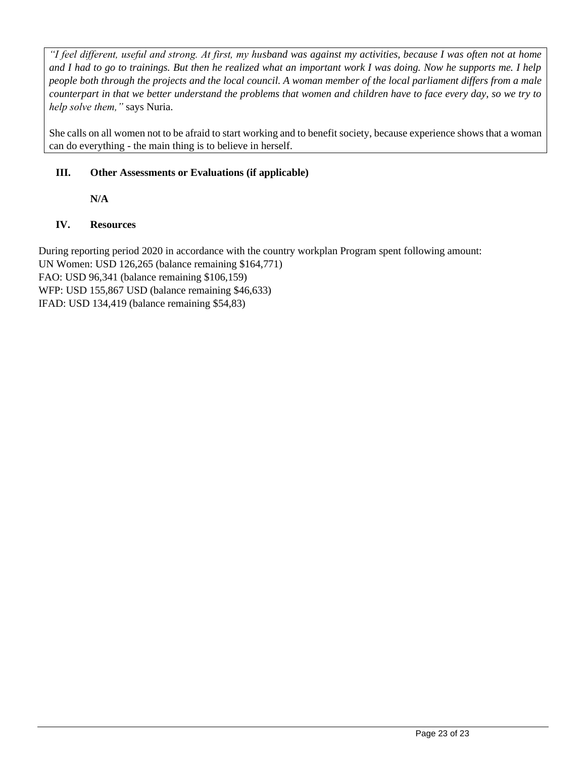*"I feel different, useful and strong. At first, my husband was against my activities, because I was often not at home and I had to go to trainings. But then he realized what an important work I was doing. Now he supports me. I help people both through the projects and the local council. A woman member of the local parliament differs from a male counterpart in that we better understand the problems that women and children have to face every day, so we try to help solve them,"* says Nuria.

She calls on all women not to be afraid to start working and to benefit society, because experience shows that a woman can do everything - the main thing is to believe in herself.

## III. Other Assessments or Evaluations (if applicable)

**N/A**

## IV. Resources

During reporting period 2020 in accordance with the country workplan Program spent following amount:
UN Women: USD 126,265 (balance remaining $164,771)
FAO: USD 96,341 (balance remaining $106,159)
WFP: USD 155,867 USD (balance remaining $46,633)
IFAD: USD 134,419 (balance remaining $54,83)